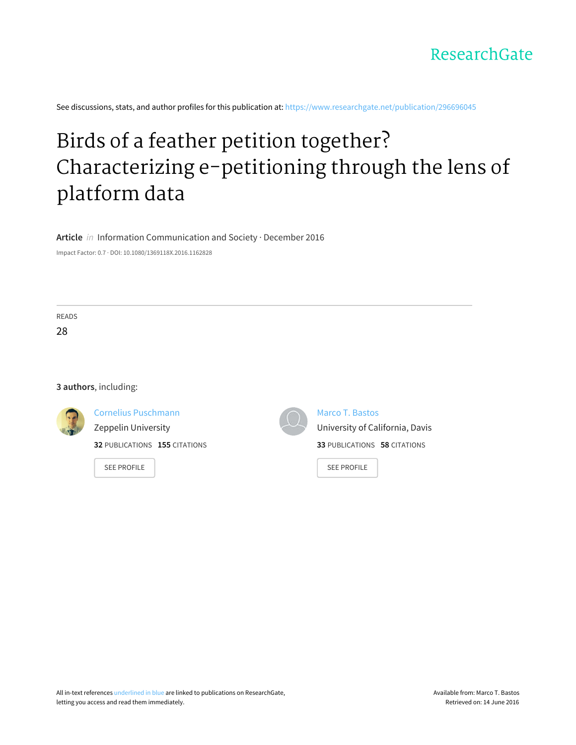ResearchGate

See discussions, stats, and author profiles for this publication at: https://www.researchgate.net/publication/296696045

# Birds of a feather petition together? Characterizing e-petitioning through the lens of platform data

**Article** *in* Information Communication and Society · December 2016

Impact Factor: 0.7 · DOI: 10.1080/1369118X.2016.1162828

READS

28

**3 authors**, including:

Cornelius Puschmann
Zeppelin University
**32** PUBLICATIONS **155** CITATIONS

SEE PROFILE

Marco T. Bastos
University of California, Davis
**33** PUBLICATIONS **58** CITATIONS

SEE PROFILE

All in-text references underlined in blue are linked to publications on ResearchGate, letting you access and read them immediately.

Available from: Marco T. Bastos
Retrieved on: 14 June 2016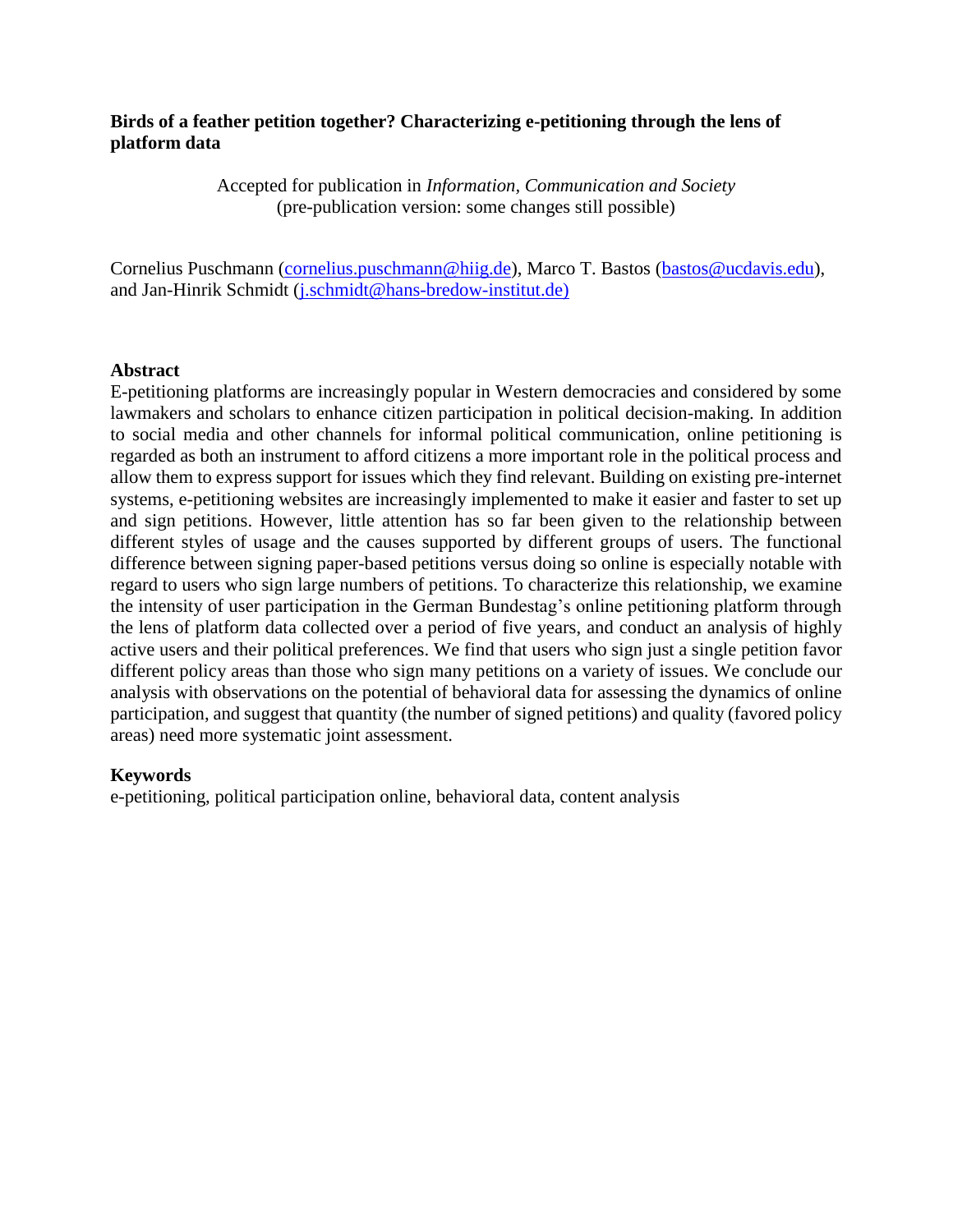**Birds of a feather petition together? Characterizing e-petitioning through the lens of platform data**

Accepted for publication in *Information, Communication and Society*
(pre-publication version: some changes still possible)

Cornelius Puschmann (cornelius.puschmann@hiig.de), Marco T. Bastos (bastos@ucdavis.edu), and Jan-Hinrik Schmidt (j.schmidt@hans-bredow-institut.de)

**Abstract**

E-petitioning platforms are increasingly popular in Western democracies and considered by some lawmakers and scholars to enhance citizen participation in political decision-making. In addition to social media and other channels for informal political communication, online petitioning is regarded as both an instrument to afford citizens a more important role in the political process and allow them to express support for issues which they find relevant. Building on existing pre-internet systems, e-petitioning websites are increasingly implemented to make it easier and faster to set up and sign petitions. However, little attention has so far been given to the relationship between different styles of usage and the causes supported by different groups of users. The functional difference between signing paper-based petitions versus doing so online is especially notable with regard to users who sign large numbers of petitions. To characterize this relationship, we examine the intensity of user participation in the German Bundestag's online petitioning platform through the lens of platform data collected over a period of five years, and conduct an analysis of highly active users and their political preferences. We find that users who sign just a single petition favor different policy areas than those who sign many petitions on a variety of issues. We conclude our analysis with observations on the potential of behavioral data for assessing the dynamics of online participation, and suggest that quantity (the number of signed petitions) and quality (favored policy areas) need more systematic joint assessment.

**Keywords**

e-petitioning, political participation online, behavioral data, content analysis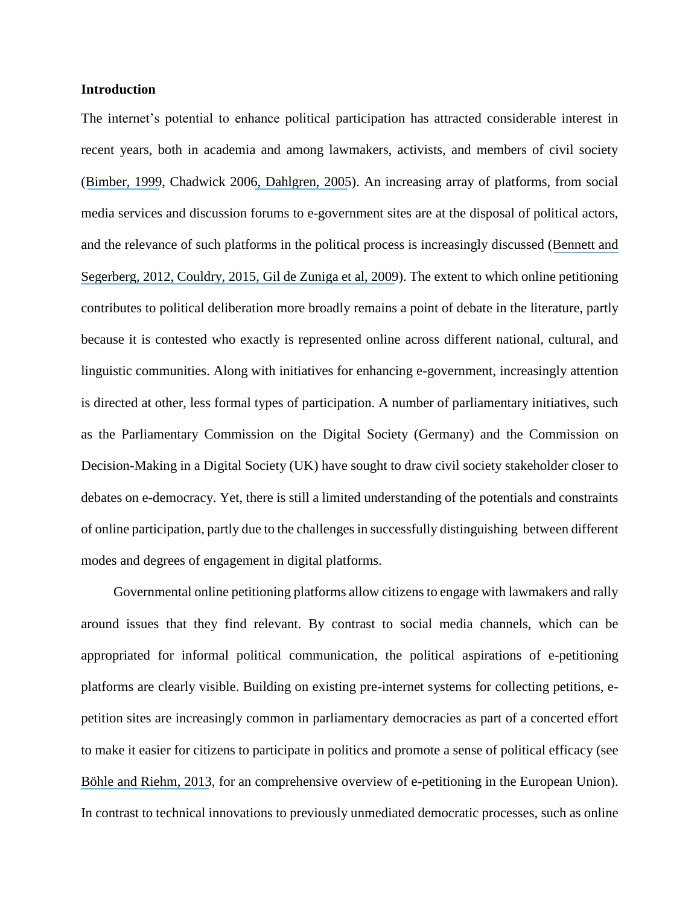## Introduction

The internet's potential to enhance political participation has attracted considerable interest in recent years, both in academia and among lawmakers, activists, and members of civil society (Bimber, 1999, Chadwick 2006, Dahlgren, 2005). An increasing array of platforms, from social media services and discussion forums to e-government sites are at the disposal of political actors, and the relevance of such platforms in the political process is increasingly discussed (Bennett and Segerberg, 2012, Couldry, 2015, Gil de Zuniga et al, 2009). The extent to which online petitioning contributes to political deliberation more broadly remains a point of debate in the literature, partly because it is contested who exactly is represented online across different national, cultural, and linguistic communities. Along with initiatives for enhancing e-government, increasingly attention is directed at other, less formal types of participation. A number of parliamentary initiatives, such as the Parliamentary Commission on the Digital Society (Germany) and the Commission on Decision-Making in a Digital Society (UK) have sought to draw civil society stakeholder closer to debates on e-democracy. Yet, there is still a limited understanding of the potentials and constraints of online participation, partly due to the challenges in successfully distinguishing between different modes and degrees of engagement in digital platforms.

Governmental online petitioning platforms allow citizens to engage with lawmakers and rally around issues that they find relevant. By contrast to social media channels, which can be appropriated for informal political communication, the political aspirations of e-petitioning platforms are clearly visible. Building on existing pre-internet systems for collecting petitions, e-petition sites are increasingly common in parliamentary democracies as part of a concerted effort to make it easier for citizens to participate in politics and promote a sense of political efficacy (see Böhle and Riehm, 2013, for an comprehensive overview of e-petitioning in the European Union). In contrast to technical innovations to previously unmediated democratic processes, such as online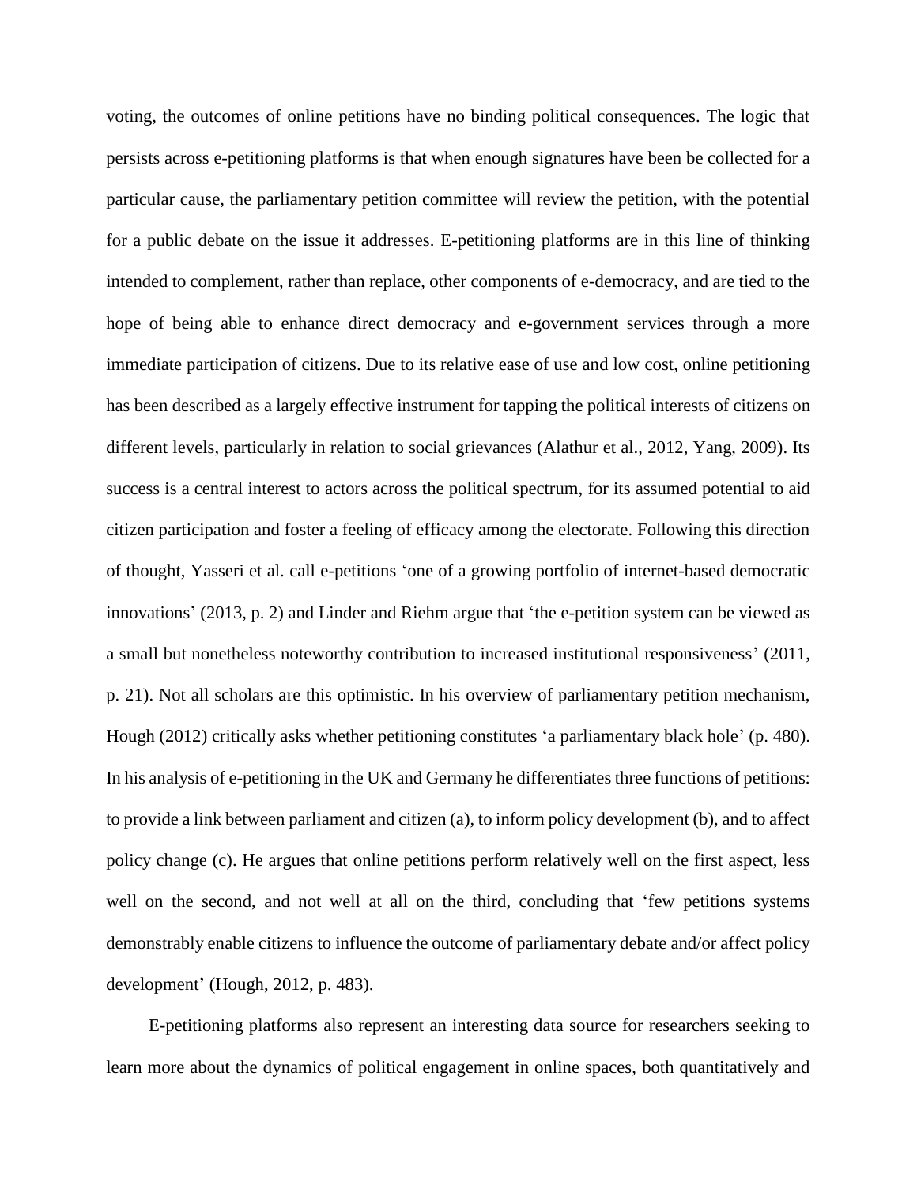voting, the outcomes of online petitions have no binding political consequences. The logic that persists across e-petitioning platforms is that when enough signatures have been be collected for a particular cause, the parliamentary petition committee will review the petition, with the potential for a public debate on the issue it addresses. E-petitioning platforms are in this line of thinking intended to complement, rather than replace, other components of e-democracy, and are tied to the hope of being able to enhance direct democracy and e-government services through a more immediate participation of citizens. Due to its relative ease of use and low cost, online petitioning has been described as a largely effective instrument for tapping the political interests of citizens on different levels, particularly in relation to social grievances (Alathur et al., 2012, Yang, 2009). Its success is a central interest to actors across the political spectrum, for its assumed potential to aid citizen participation and foster a feeling of efficacy among the electorate. Following this direction of thought, Yasseri et al. call e-petitions 'one of a growing portfolio of internet-based democratic innovations' (2013, p. 2) and Linder and Riehm argue that 'the e-petition system can be viewed as a small but nonetheless noteworthy contribution to increased institutional responsiveness' (2011, p. 21). Not all scholars are this optimistic. In his overview of parliamentary petition mechanism, Hough (2012) critically asks whether petitioning constitutes 'a parliamentary black hole' (p. 480). In his analysis of e-petitioning in the UK and Germany he differentiates three functions of petitions: to provide a link between parliament and citizen (a), to inform policy development (b), and to affect policy change (c). He argues that online petitions perform relatively well on the first aspect, less well on the second, and not well at all on the third, concluding that 'few petitions systems demonstrably enable citizens to influence the outcome of parliamentary debate and/or affect policy development' (Hough, 2012, p. 483).

E-petitioning platforms also represent an interesting data source for researchers seeking to learn more about the dynamics of political engagement in online spaces, both quantitatively and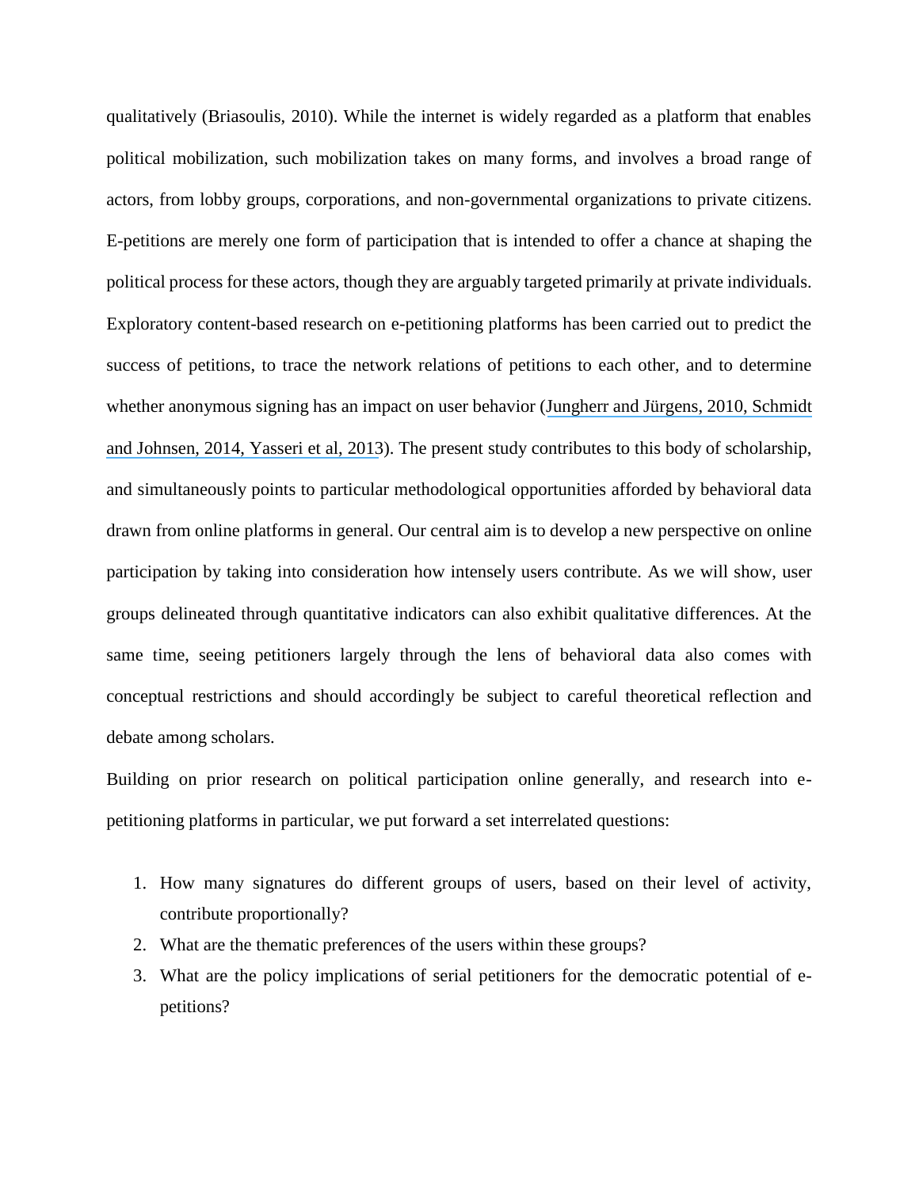qualitatively (Briasoulis, 2010). While the internet is widely regarded as a platform that enables political mobilization, such mobilization takes on many forms, and involves a broad range of actors, from lobby groups, corporations, and non-governmental organizations to private citizens. E-petitions are merely one form of participation that is intended to offer a chance at shaping the political process for these actors, though they are arguably targeted primarily at private individuals. Exploratory content-based research on e-petitioning platforms has been carried out to predict the success of petitions, to trace the network relations of petitions to each other, and to determine whether anonymous signing has an impact on user behavior (Jungherr and Jürgens, 2010, Schmidt and Johnsen, 2014, Yasseri et al, 2013). The present study contributes to this body of scholarship, and simultaneously points to particular methodological opportunities afforded by behavioral data drawn from online platforms in general. Our central aim is to develop a new perspective on online participation by taking into consideration how intensely users contribute. As we will show, user groups delineated through quantitative indicators can also exhibit qualitative differences. At the same time, seeing petitioners largely through the lens of behavioral data also comes with conceptual restrictions and should accordingly be subject to careful theoretical reflection and debate among scholars.

Building on prior research on political participation online generally, and research into e-petitioning platforms in particular, we put forward a set interrelated questions:

1. How many signatures do different groups of users, based on their level of activity, contribute proportionally?
2. What are the thematic preferences of the users within these groups?
3. What are the policy implications of serial petitioners for the democratic potential of e-petitions?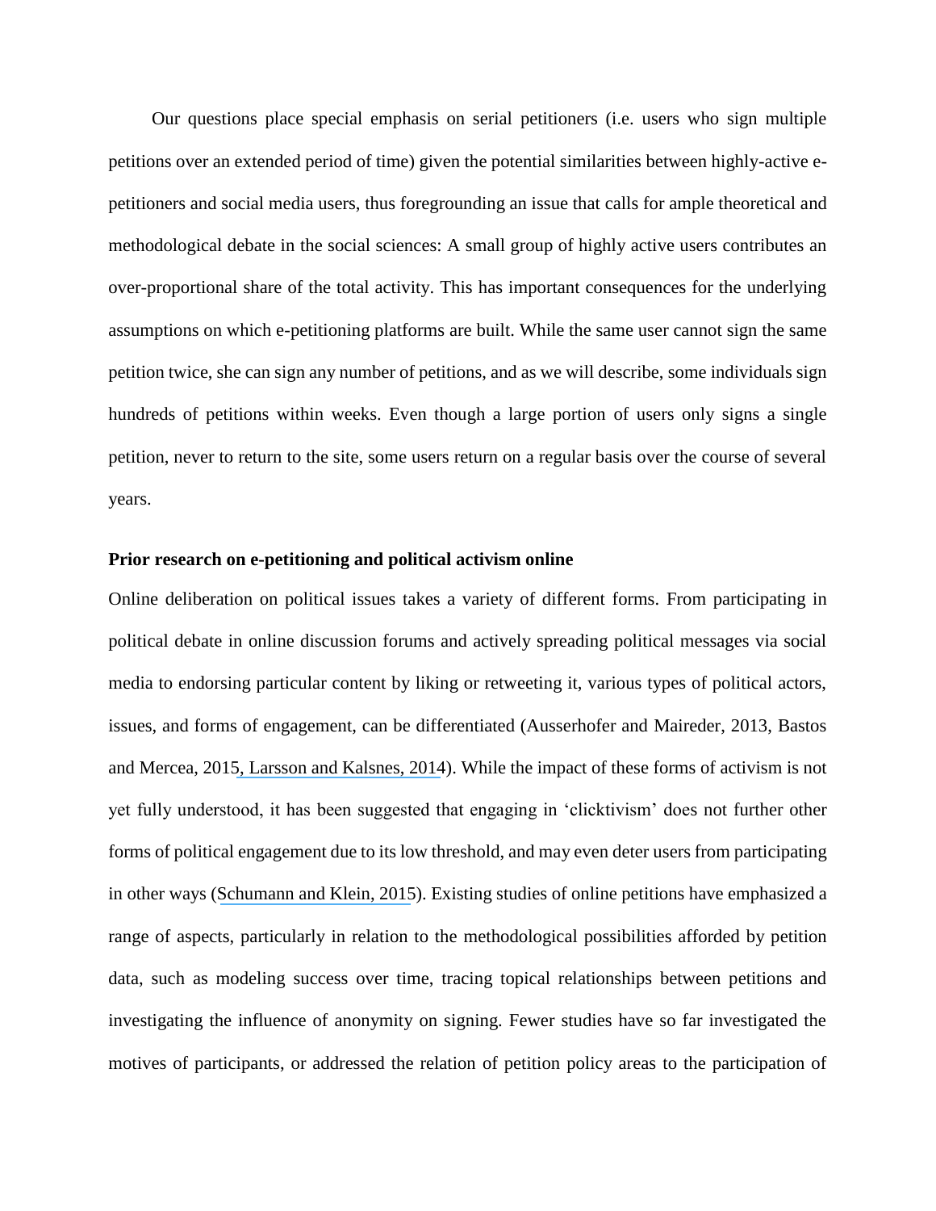Our questions place special emphasis on serial petitioners (i.e. users who sign multiple petitions over an extended period of time) given the potential similarities between highly-active e-petitioners and social media users, thus foregrounding an issue that calls for ample theoretical and methodological debate in the social sciences: A small group of highly active users contributes an over-proportional share of the total activity. This has important consequences for the underlying assumptions on which e-petitioning platforms are built. While the same user cannot sign the same petition twice, she can sign any number of petitions, and as we will describe, some individuals sign hundreds of petitions within weeks. Even though a large portion of users only signs a single petition, never to return to the site, some users return on a regular basis over the course of several years.

**Prior research on e-petitioning and political activism online**

Online deliberation on political issues takes a variety of different forms. From participating in political debate in online discussion forums and actively spreading political messages via social media to endorsing particular content by liking or retweeting it, various types of political actors, issues, and forms of engagement, can be differentiated (Ausserhofer and Maireder, 2013, Bastos and Mercea, 2015, Larsson and Kalsnes, 2014). While the impact of these forms of activism is not yet fully understood, it has been suggested that engaging in 'clicktivism' does not further other forms of political engagement due to its low threshold, and may even deter users from participating in other ways (Schumann and Klein, 2015). Existing studies of online petitions have emphasized a range of aspects, particularly in relation to the methodological possibilities afforded by petition data, such as modeling success over time, tracing topical relationships between petitions and investigating the influence of anonymity on signing. Fewer studies have so far investigated the motives of participants, or addressed the relation of petition policy areas to the participation of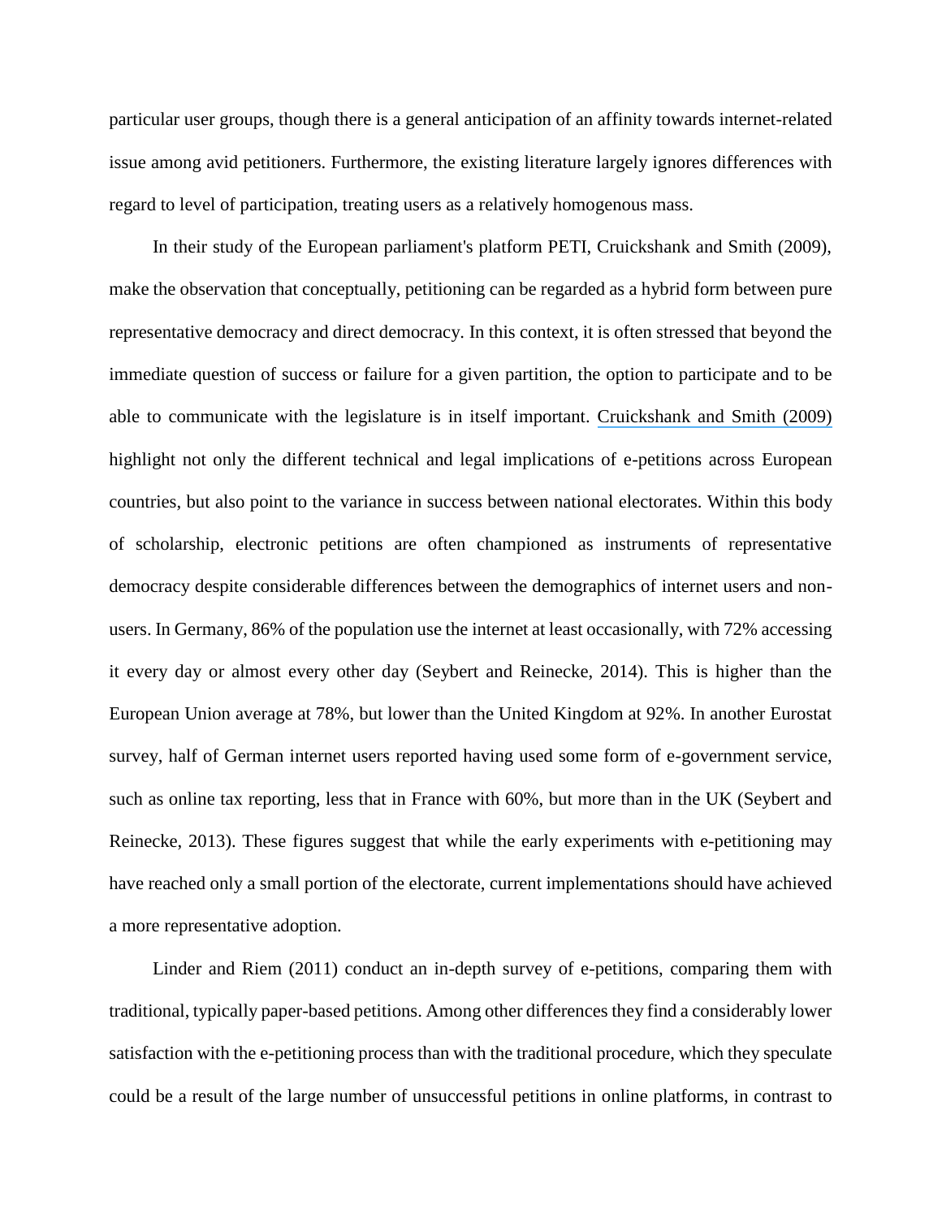particular user groups, though there is a general anticipation of an affinity towards internet-related issue among avid petitioners. Furthermore, the existing literature largely ignores differences with regard to level of participation, treating users as a relatively homogenous mass.

In their study of the European parliament's platform PETI, Cruickshank and Smith (2009), make the observation that conceptually, petitioning can be regarded as a hybrid form between pure representative democracy and direct democracy. In this context, it is often stressed that beyond the immediate question of success or failure for a given partition, the option to participate and to be able to communicate with the legislature is in itself important. Cruickshank and Smith (2009) highlight not only the different technical and legal implications of e-petitions across European countries, but also point to the variance in success between national electorates. Within this body of scholarship, electronic petitions are often championed as instruments of representative democracy despite considerable differences between the demographics of internet users and non-users. In Germany, 86% of the population use the internet at least occasionally, with 72% accessing it every day or almost every other day (Seybert and Reinecke, 2014). This is higher than the European Union average at 78%, but lower than the United Kingdom at 92%. In another Eurostat survey, half of German internet users reported having used some form of e-government service, such as online tax reporting, less that in France with 60%, but more than in the UK (Seybert and Reinecke, 2013). These figures suggest that while the early experiments with e-petitioning may have reached only a small portion of the electorate, current implementations should have achieved a more representative adoption.

Linder and Riem (2011) conduct an in-depth survey of e-petitions, comparing them with traditional, typically paper-based petitions. Among other differences they find a considerably lower satisfaction with the e-petitioning process than with the traditional procedure, which they speculate could be a result of the large number of unsuccessful petitions in online platforms, in contrast to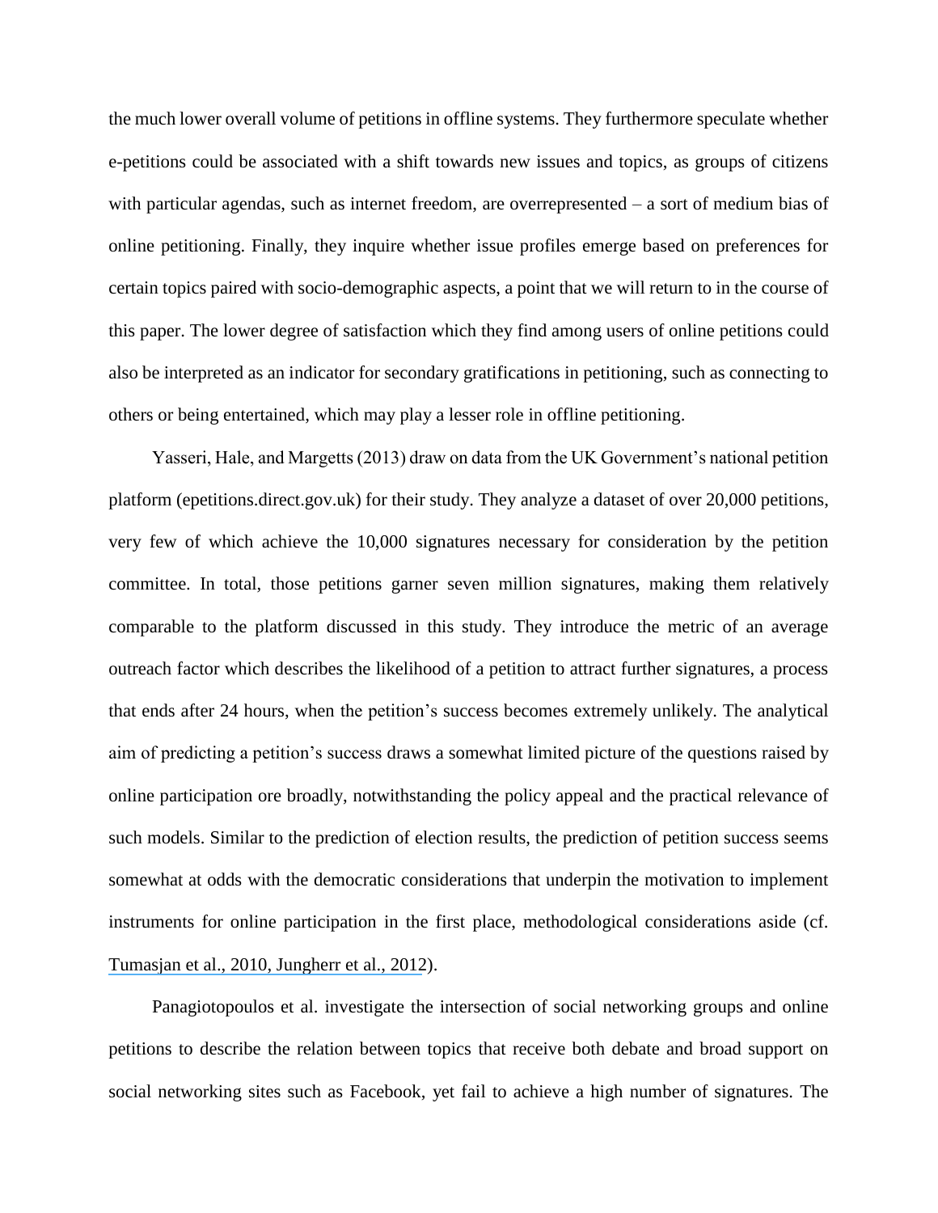the much lower overall volume of petitions in offline systems. They furthermore speculate whether e-petitions could be associated with a shift towards new issues and topics, as groups of citizens with particular agendas, such as internet freedom, are overrepresented – a sort of medium bias of online petitioning. Finally, they inquire whether issue profiles emerge based on preferences for certain topics paired with socio-demographic aspects, a point that we will return to in the course of this paper. The lower degree of satisfaction which they find among users of online petitions could also be interpreted as an indicator for secondary gratifications in petitioning, such as connecting to others or being entertained, which may play a lesser role in offline petitioning.

Yasseri, Hale, and Margetts (2013) draw on data from the UK Government's national petition platform (epetitions.direct.gov.uk) for their study. They analyze a dataset of over 20,000 petitions, very few of which achieve the 10,000 signatures necessary for consideration by the petition committee. In total, those petitions garner seven million signatures, making them relatively comparable to the platform discussed in this study. They introduce the metric of an average outreach factor which describes the likelihood of a petition to attract further signatures, a process that ends after 24 hours, when the petition's success becomes extremely unlikely. The analytical aim of predicting a petition's success draws a somewhat limited picture of the questions raised by online participation ore broadly, notwithstanding the policy appeal and the practical relevance of such models. Similar to the prediction of election results, the prediction of petition success seems somewhat at odds with the democratic considerations that underpin the motivation to implement instruments for online participation in the first place, methodological considerations aside (cf. Tumasjan et al., 2010, Jungherr et al., 2012).

Panagiotopoulos et al. investigate the intersection of social networking groups and online petitions to describe the relation between topics that receive both debate and broad support on social networking sites such as Facebook, yet fail to achieve a high number of signatures. The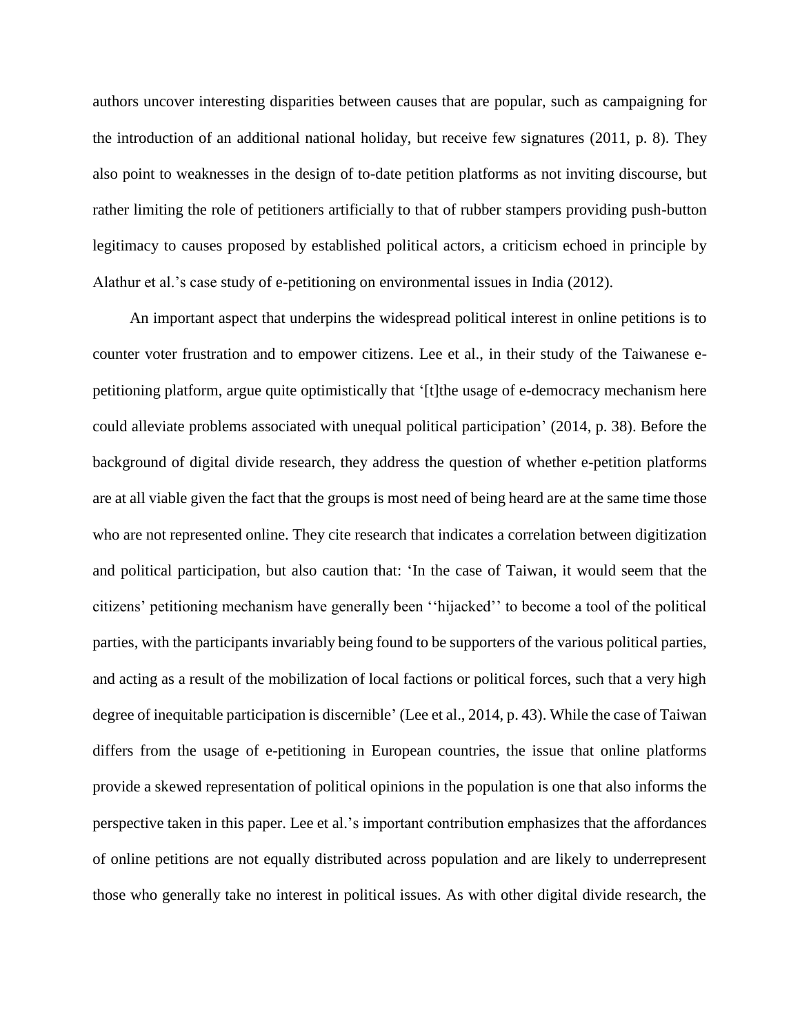authors uncover interesting disparities between causes that are popular, such as campaigning for the introduction of an additional national holiday, but receive few signatures (2011, p. 8). They also point to weaknesses in the design of to-date petition platforms as not inviting discourse, but rather limiting the role of petitioners artificially to that of rubber stampers providing push-button legitimacy to causes proposed by established political actors, a criticism echoed in principle by Alathur et al.'s case study of e-petitioning on environmental issues in India (2012).

An important aspect that underpins the widespread political interest in online petitions is to counter voter frustration and to empower citizens. Lee et al., in their study of the Taiwanese e-petitioning platform, argue quite optimistically that '[t]he usage of e-democracy mechanism here could alleviate problems associated with unequal political participation' (2014, p. 38). Before the background of digital divide research, they address the question of whether e-petition platforms are at all viable given the fact that the groups is most need of being heard are at the same time those who are not represented online. They cite research that indicates a correlation between digitization and political participation, but also caution that: 'In the case of Taiwan, it would seem that the citizens' petitioning mechanism have generally been ''hijacked'' to become a tool of the political parties, with the participants invariably being found to be supporters of the various political parties, and acting as a result of the mobilization of local factions or political forces, such that a very high degree of inequitable participation is discernible' (Lee et al., 2014, p. 43). While the case of Taiwan differs from the usage of e-petitioning in European countries, the issue that online platforms provide a skewed representation of political opinions in the population is one that also informs the perspective taken in this paper. Lee et al.'s important contribution emphasizes that the affordances of online petitions are not equally distributed across population and are likely to underrepresent those who generally take no interest in political issues. As with other digital divide research, the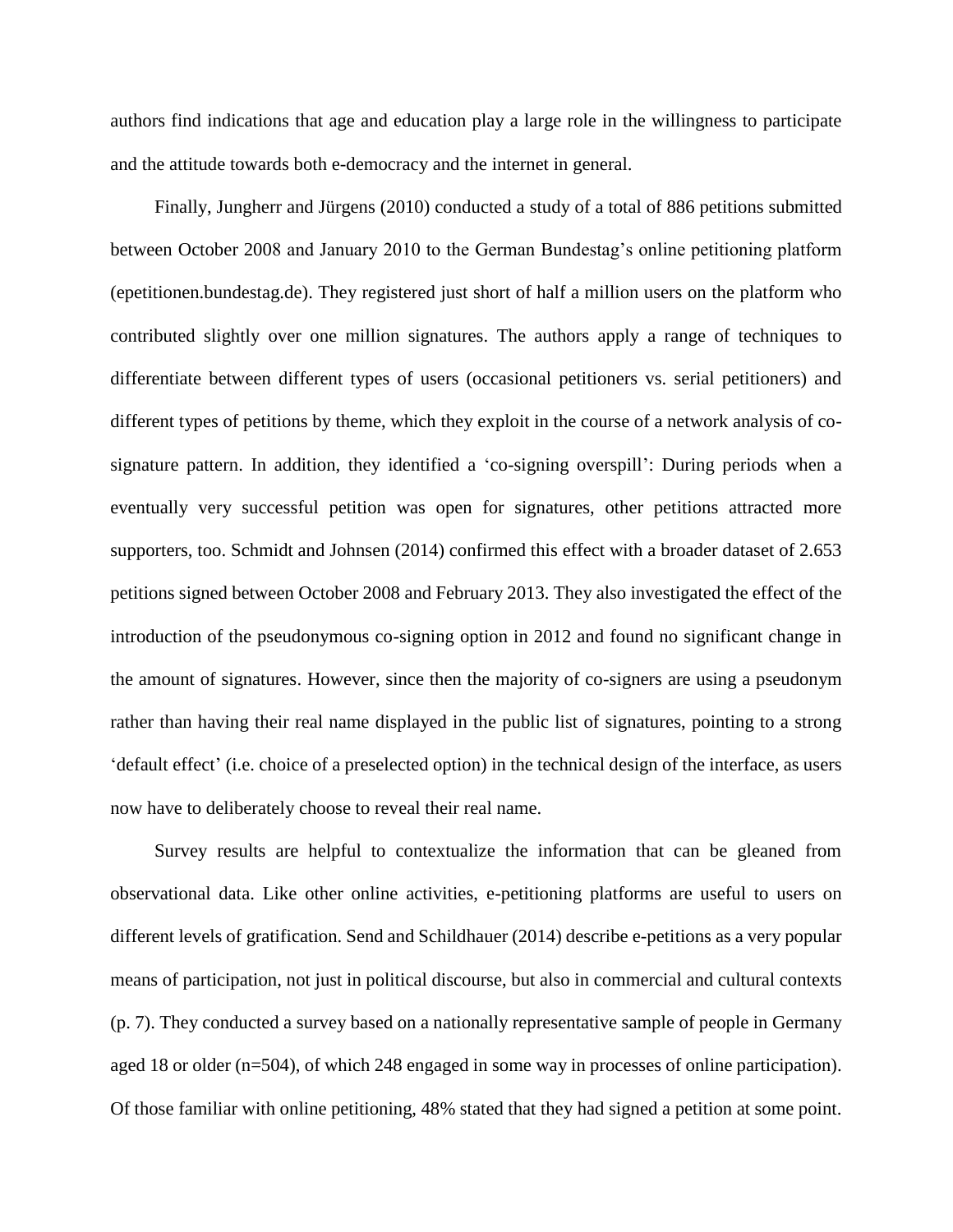authors find indications that age and education play a large role in the willingness to participate and the attitude towards both e-democracy and the internet in general.

Finally, Jungherr and Jürgens (2010) conducted a study of a total of 886 petitions submitted between October 2008 and January 2010 to the German Bundestag's online petitioning platform (epetitionen.bundestag.de). They registered just short of half a million users on the platform who contributed slightly over one million signatures. The authors apply a range of techniques to differentiate between different types of users (occasional petitioners vs. serial petitioners) and different types of petitions by theme, which they exploit in the course of a network analysis of co-signature pattern. In addition, they identified a 'co-signing overspill': During periods when a eventually very successful petition was open for signatures, other petitions attracted more supporters, too. Schmidt and Johnsen (2014) confirmed this effect with a broader dataset of 2.653 petitions signed between October 2008 and February 2013. They also investigated the effect of the introduction of the pseudonymous co-signing option in 2012 and found no significant change in the amount of signatures. However, since then the majority of co-signers are using a pseudonym rather than having their real name displayed in the public list of signatures, pointing to a strong 'default effect' (i.e. choice of a preselected option) in the technical design of the interface, as users now have to deliberately choose to reveal their real name.

Survey results are helpful to contextualize the information that can be gleaned from observational data. Like other online activities, e-petitioning platforms are useful to users on different levels of gratification. Send and Schildhauer (2014) describe e-petitions as a very popular means of participation, not just in political discourse, but also in commercial and cultural contexts (p. 7). They conducted a survey based on a nationally representative sample of people in Germany aged 18 or older (n=504), of which 248 engaged in some way in processes of online participation). Of those familiar with online petitioning, 48% stated that they had signed a petition at some point.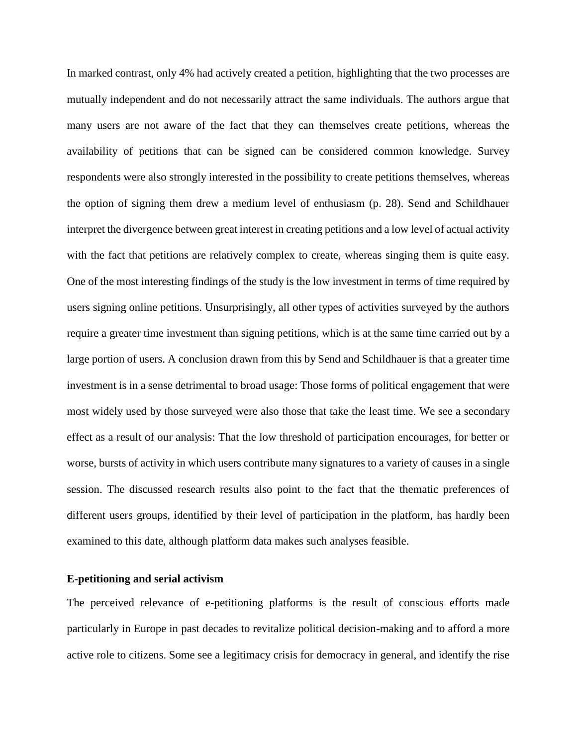In marked contrast, only 4% had actively created a petition, highlighting that the two processes are mutually independent and do not necessarily attract the same individuals. The authors argue that many users are not aware of the fact that they can themselves create petitions, whereas the availability of petitions that can be signed can be considered common knowledge. Survey respondents were also strongly interested in the possibility to create petitions themselves, whereas the option of signing them drew a medium level of enthusiasm (p. 28). Send and Schildhauer interpret the divergence between great interest in creating petitions and a low level of actual activity with the fact that petitions are relatively complex to create, whereas singing them is quite easy. One of the most interesting findings of the study is the low investment in terms of time required by users signing online petitions. Unsurprisingly, all other types of activities surveyed by the authors require a greater time investment than signing petitions, which is at the same time carried out by a large portion of users. A conclusion drawn from this by Send and Schildhauer is that a greater time investment is in a sense detrimental to broad usage: Those forms of political engagement that were most widely used by those surveyed were also those that take the least time. We see a secondary effect as a result of our analysis: That the low threshold of participation encourages, for better or worse, bursts of activity in which users contribute many signatures to a variety of causes in a single session. The discussed research results also point to the fact that the thematic preferences of different users groups, identified by their level of participation in the platform, has hardly been examined to this date, although platform data makes such analyses feasible.

### E-petitioning and serial activism

The perceived relevance of e-petitioning platforms is the result of conscious efforts made particularly in Europe in past decades to revitalize political decision-making and to afford a more active role to citizens. Some see a legitimacy crisis for democracy in general, and identify the rise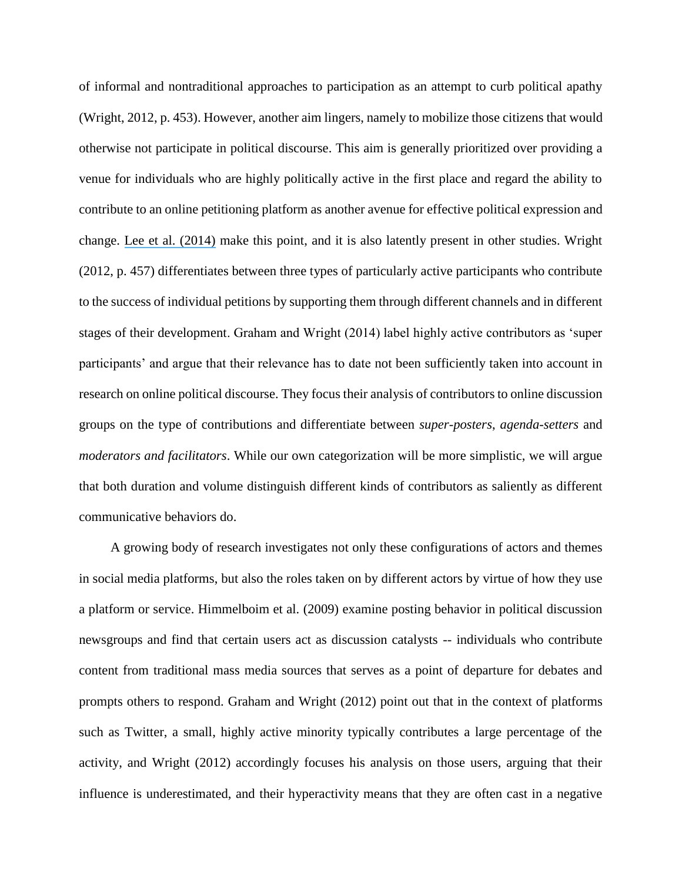of informal and nontraditional approaches to participation as an attempt to curb political apathy (Wright, 2012, p. 453). However, another aim lingers, namely to mobilize those citizens that would otherwise not participate in political discourse. This aim is generally prioritized over providing a venue for individuals who are highly politically active in the first place and regard the ability to contribute to an online petitioning platform as another avenue for effective political expression and change. Lee et al. (2014) make this point, and it is also latently present in other studies. Wright (2012, p. 457) differentiates between three types of particularly active participants who contribute to the success of individual petitions by supporting them through different channels and in different stages of their development. Graham and Wright (2014) label highly active contributors as 'super participants' and argue that their relevance has to date not been sufficiently taken into account in research on online political discourse. They focus their analysis of contributors to online discussion groups on the type of contributions and differentiate between *super-posters*, *agenda-setters* and *moderators and facilitators*. While our own categorization will be more simplistic, we will argue that both duration and volume distinguish different kinds of contributors as saliently as different communicative behaviors do.

A growing body of research investigates not only these configurations of actors and themes in social media platforms, but also the roles taken on by different actors by virtue of how they use a platform or service. Himmelboim et al. (2009) examine posting behavior in political discussion newsgroups and find that certain users act as discussion catalysts -- individuals who contribute content from traditional mass media sources that serves as a point of departure for debates and prompts others to respond. Graham and Wright (2012) point out that in the context of platforms such as Twitter, a small, highly active minority typically contributes a large percentage of the activity, and Wright (2012) accordingly focuses his analysis on those users, arguing that their influence is underestimated, and their hyperactivity means that they are often cast in a negative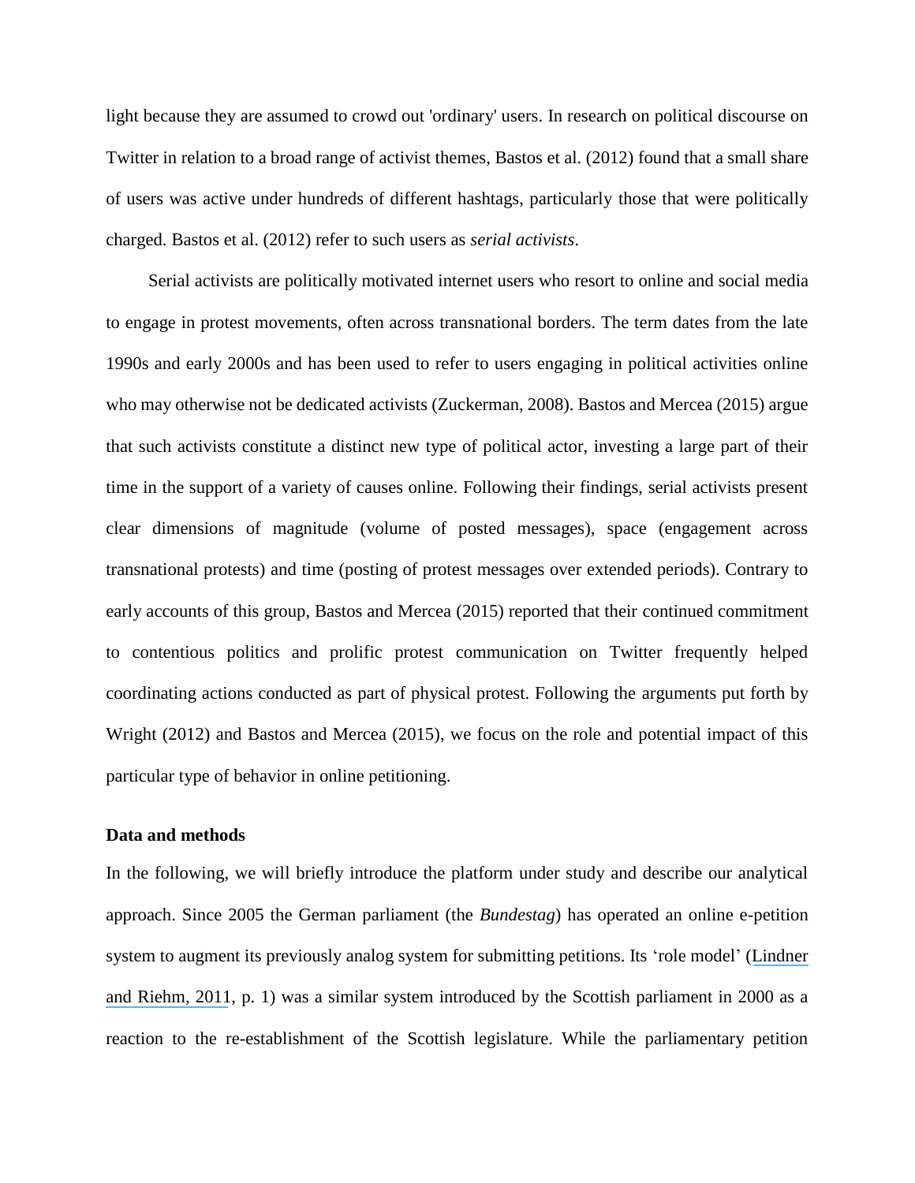light because they are assumed to crowd out 'ordinary' users. In research on political discourse on Twitter in relation to a broad range of activist themes, Bastos et al. (2012) found that a small share of users was active under hundreds of different hashtags, particularly those that were politically charged. Bastos et al. (2012) refer to such users as *serial activists*.

Serial activists are politically motivated internet users who resort to online and social media to engage in protest movements, often across transnational borders. The term dates from the late 1990s and early 2000s and has been used to refer to users engaging in political activities online who may otherwise not be dedicated activists (Zuckerman, 2008). Bastos and Mercea (2015) argue that such activists constitute a distinct new type of political actor, investing a large part of their time in the support of a variety of causes online. Following their findings, serial activists present clear dimensions of magnitude (volume of posted messages), space (engagement across transnational protests) and time (posting of protest messages over extended periods). Contrary to early accounts of this group, Bastos and Mercea (2015) reported that their continued commitment to contentious politics and prolific protest communication on Twitter frequently helped coordinating actions conducted as part of physical protest. Following the arguments put forth by Wright (2012) and Bastos and Mercea (2015), we focus on the role and potential impact of this particular type of behavior in online petitioning.

**Data and methods**

In the following, we will briefly introduce the platform under study and describe our analytical approach. Since 2005 the German parliament (the *Bundestag*) has operated an online e-petition system to augment its previously analog system for submitting petitions. Its 'role model' (Lindner and Riehm, 2011, p. 1) was a similar system introduced by the Scottish parliament in 2000 as a reaction to the re-establishment of the Scottish legislature. While the parliamentary petition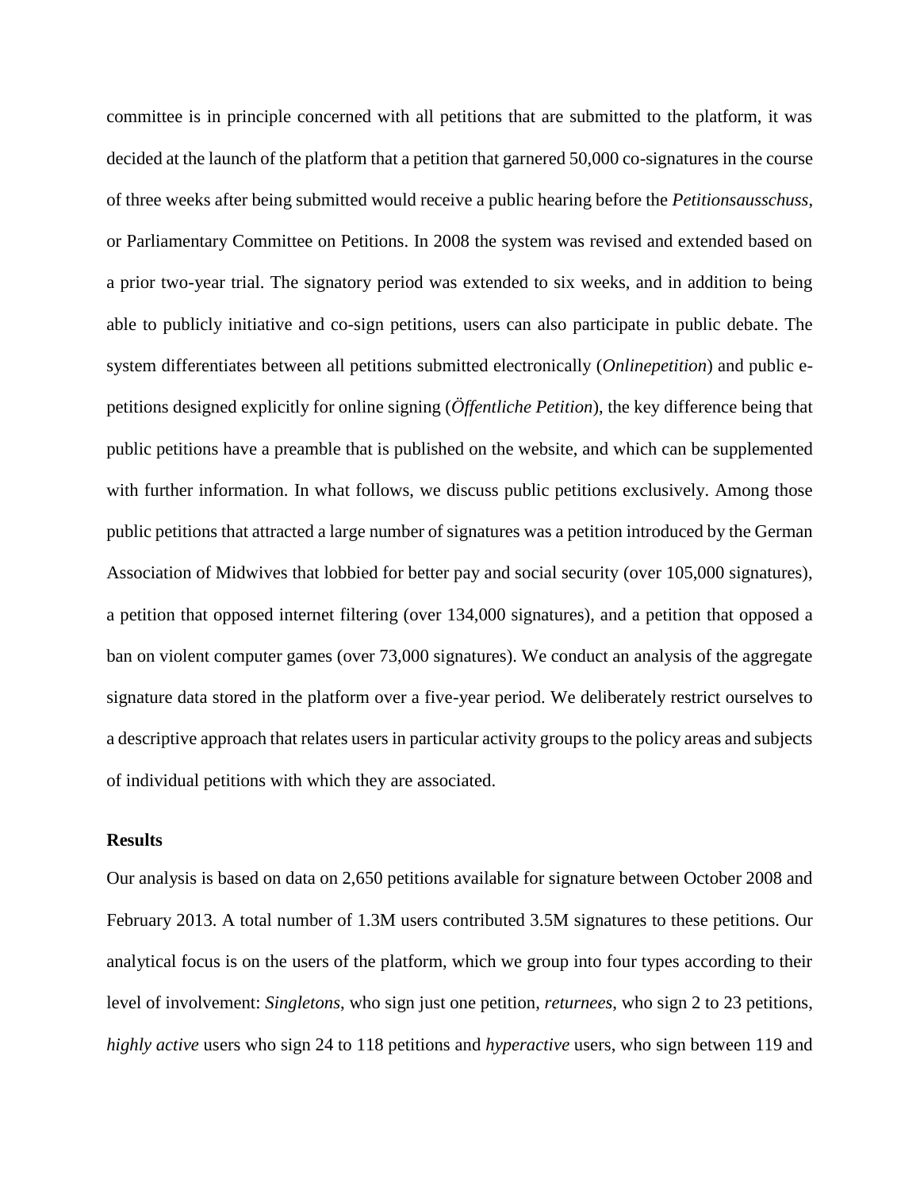committee is in principle concerned with all petitions that are submitted to the platform, it was decided at the launch of the platform that a petition that garnered 50,000 co-signatures in the course of three weeks after being submitted would receive a public hearing before the *Petitionsausschuss*, or Parliamentary Committee on Petitions. In 2008 the system was revised and extended based on a prior two-year trial. The signatory period was extended to six weeks, and in addition to being able to publicly initiative and co-sign petitions, users can also participate in public debate. The system differentiates between all petitions submitted electronically (*Onlinepetition*) and public e-petitions designed explicitly for online signing (*Öffentliche Petition*), the key difference being that public petitions have a preamble that is published on the website, and which can be supplemented with further information. In what follows, we discuss public petitions exclusively. Among those public petitions that attracted a large number of signatures was a petition introduced by the German Association of Midwives that lobbied for better pay and social security (over 105,000 signatures), a petition that opposed internet filtering (over 134,000 signatures), and a petition that opposed a ban on violent computer games (over 73,000 signatures). We conduct an analysis of the aggregate signature data stored in the platform over a five-year period. We deliberately restrict ourselves to a descriptive approach that relates users in particular activity groups to the policy areas and subjects of individual petitions with which they are associated.

**Results**

Our analysis is based on data on 2,650 petitions available for signature between October 2008 and February 2013. A total number of 1.3M users contributed 3.5M signatures to these petitions. Our analytical focus is on the users of the platform, which we group into four types according to their level of involvement: *Singletons*, who sign just one petition, *returnees*, who sign 2 to 23 petitions, *highly active* users who sign 24 to 118 petitions and *hyperactive* users, who sign between 119 and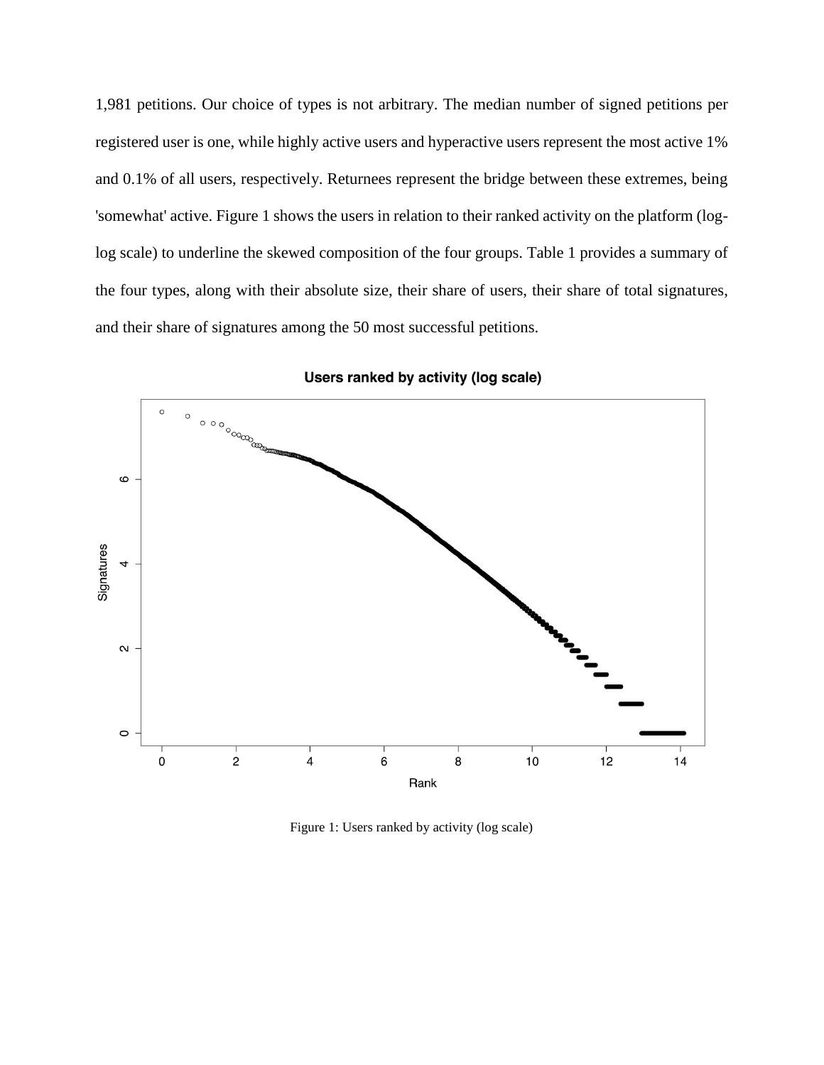1,981 petitions. Our choice of types is not arbitrary. The median number of signed petitions per registered user is one, while highly active users and hyperactive users represent the most active 1% and 0.1% of all users, respectively. Returnees represent the bridge between these extremes, being 'somewhat' active. Figure 1 shows the users in relation to their ranked activity on the platform (log-log scale) to underline the skewed composition of the four groups. Table 1 provides a summary of the four types, along with their absolute size, their share of users, their share of total signatures, and their share of signatures among the 50 most successful petitions.

Figure 1: Users ranked by activity (log scale)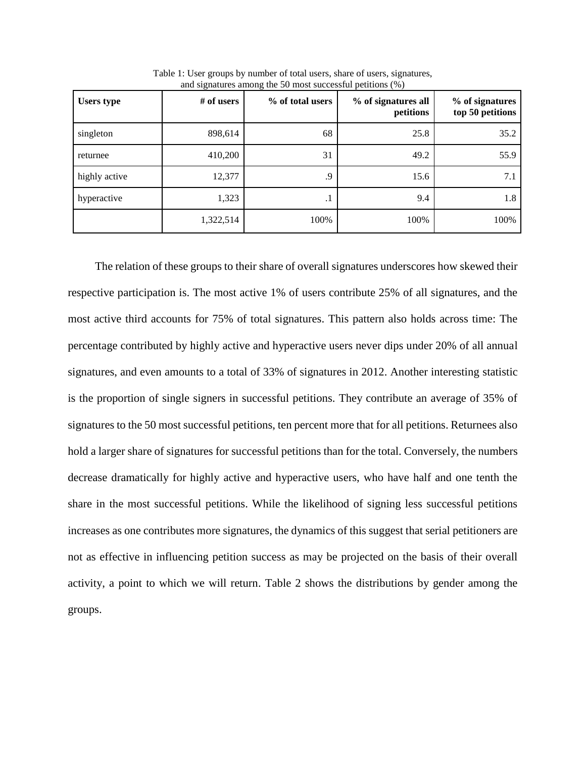Table 1: User groups by number of total users, share of users, signatures, and signatures among the 50 most successful petitions (%)

| Users type | # of users | % of total users | % of signatures all petitions | % of signatures top 50 petitions |
|---|---|---|---|---|
| singleton | 898,614 | 68 | 25.8 | 35.2 |
| returnee | 410,200 | 31 | 49.2 | 55.9 |
| highly active | 12,377 | .9 | 15.6 | 7.1 |
| hyperactive | 1,323 | .1 | 9.4 | 1.8 |
| | 1,322,514 | 100% | 100% | 100% |

The relation of these groups to their share of overall signatures underscores how skewed their respective participation is. The most active 1% of users contribute 25% of all signatures, and the most active third accounts for 75% of total signatures. This pattern also holds across time: The percentage contributed by highly active and hyperactive users never dips under 20% of all annual signatures, and even amounts to a total of 33% of signatures in 2012. Another interesting statistic is the proportion of single signers in successful petitions. They contribute an average of 35% of signatures to the 50 most successful petitions, ten percent more that for all petitions. Returnees also hold a larger share of signatures for successful petitions than for the total. Conversely, the numbers decrease dramatically for highly active and hyperactive users, who have half and one tenth the share in the most successful petitions. While the likelihood of signing less successful petitions increases as one contributes more signatures, the dynamics of this suggest that serial petitioners are not as effective in influencing petition success as may be projected on the basis of their overall activity, a point to which we will return. Table 2 shows the distributions by gender among the groups.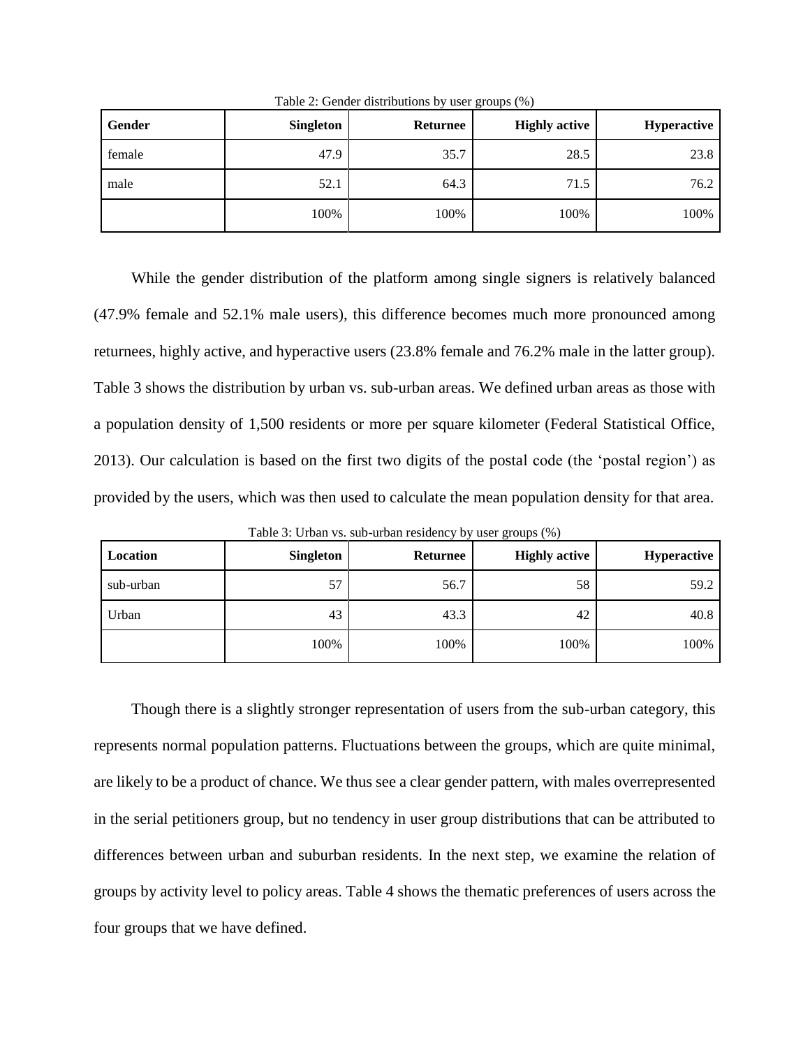Table 2: Gender distributions by user groups (%)

| Gender | Singleton | Returnee | Highly active | Hyperactive |
|---|---|---|---|---|
| female | 47.9 | 35.7 | 28.5 | 23.8 |
| male | 52.1 | 64.3 | 71.5 | 76.2 |
| | 100% | 100% | 100% | 100% |

While the gender distribution of the platform among single signers is relatively balanced (47.9% female and 52.1% male users), this difference becomes much more pronounced among returnees, highly active, and hyperactive users (23.8% female and 76.2% male in the latter group). Table 3 shows the distribution by urban vs. sub-urban areas. We defined urban areas as those with a population density of 1,500 residents or more per square kilometer (Federal Statistical Office, 2013). Our calculation is based on the first two digits of the postal code (the 'postal region') as provided by the users, which was then used to calculate the mean population density for that area.

Table 3: Urban vs. sub-urban residency by user groups (%)

| Location | Singleton | Returnee | Highly active | Hyperactive |
|---|---|---|---|---|
| sub-urban | 57 | 56.7 | 58 | 59.2 |
| Urban | 43 | 43.3 | 42 | 40.8 |
| | 100% | 100% | 100% | 100% |

Though there is a slightly stronger representation of users from the sub-urban category, this represents normal population patterns. Fluctuations between the groups, which are quite minimal, are likely to be a product of chance. We thus see a clear gender pattern, with males overrepresented in the serial petitioners group, but no tendency in user group distributions that can be attributed to differences between urban and suburban residents. In the next step, we examine the relation of groups by activity level to policy areas. Table 4 shows the thematic preferences of users across the four groups that we have defined.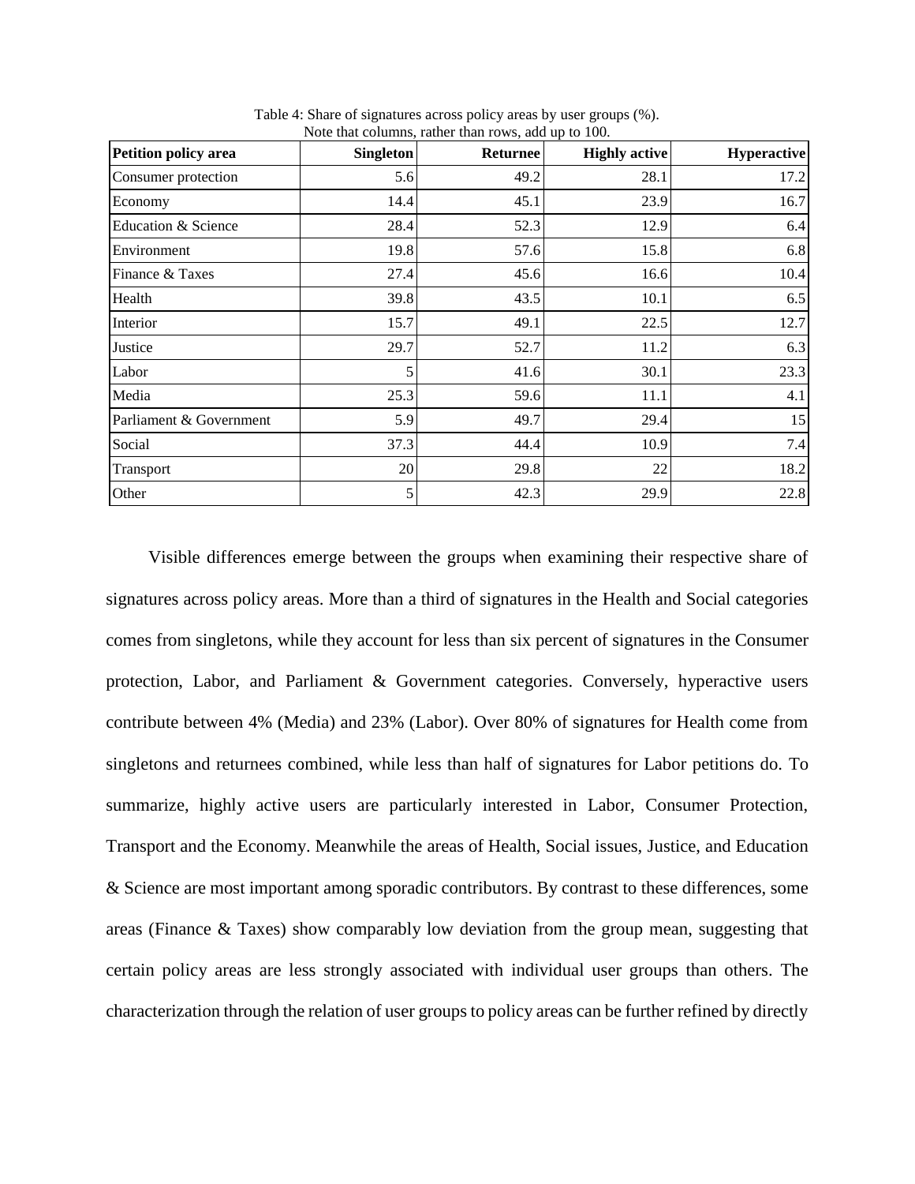Table 4: Share of signatures across policy areas by user groups (%).
Note that columns, rather than rows, add up to 100.

| Petition policy area | Singleton | Returnee | Highly active | Hyperactive |
|---|---|---|---|---|
| Consumer protection | 5.6 | 49.2 | 28.1 | 17.2 |
| Economy | 14.4 | 45.1 | 23.9 | 16.7 |
| Education & Science | 28.4 | 52.3 | 12.9 | 6.4 |
| Environment | 19.8 | 57.6 | 15.8 | 6.8 |
| Finance & Taxes | 27.4 | 45.6 | 16.6 | 10.4 |
| Health | 39.8 | 43.5 | 10.1 | 6.5 |
| Interior | 15.7 | 49.1 | 22.5 | 12.7 |
| Justice | 29.7 | 52.7 | 11.2 | 6.3 |
| Labor | 5 | 41.6 | 30.1 | 23.3 |
| Media | 25.3 | 59.6 | 11.1 | 4.1 |
| Parliament & Government | 5.9 | 49.7 | 29.4 | 15 |
| Social | 37.3 | 44.4 | 10.9 | 7.4 |
| Transport | 20 | 29.8 | 22 | 18.2 |
| Other | 5 | 42.3 | 29.9 | 22.8 |

Visible differences emerge between the groups when examining their respective share of signatures across policy areas. More than a third of signatures in the Health and Social categories comes from singletons, while they account for less than six percent of signatures in the Consumer protection, Labor, and Parliament & Government categories. Conversely, hyperactive users contribute between 4% (Media) and 23% (Labor). Over 80% of signatures for Health come from singletons and returnees combined, while less than half of signatures for Labor petitions do. To summarize, highly active users are particularly interested in Labor, Consumer Protection, Transport and the Economy. Meanwhile the areas of Health, Social issues, Justice, and Education & Science are most important among sporadic contributors. By contrast to these differences, some areas (Finance & Taxes) show comparably low deviation from the group mean, suggesting that certain policy areas are less strongly associated with individual user groups than others. The characterization through the relation of user groups to policy areas can be further refined by directly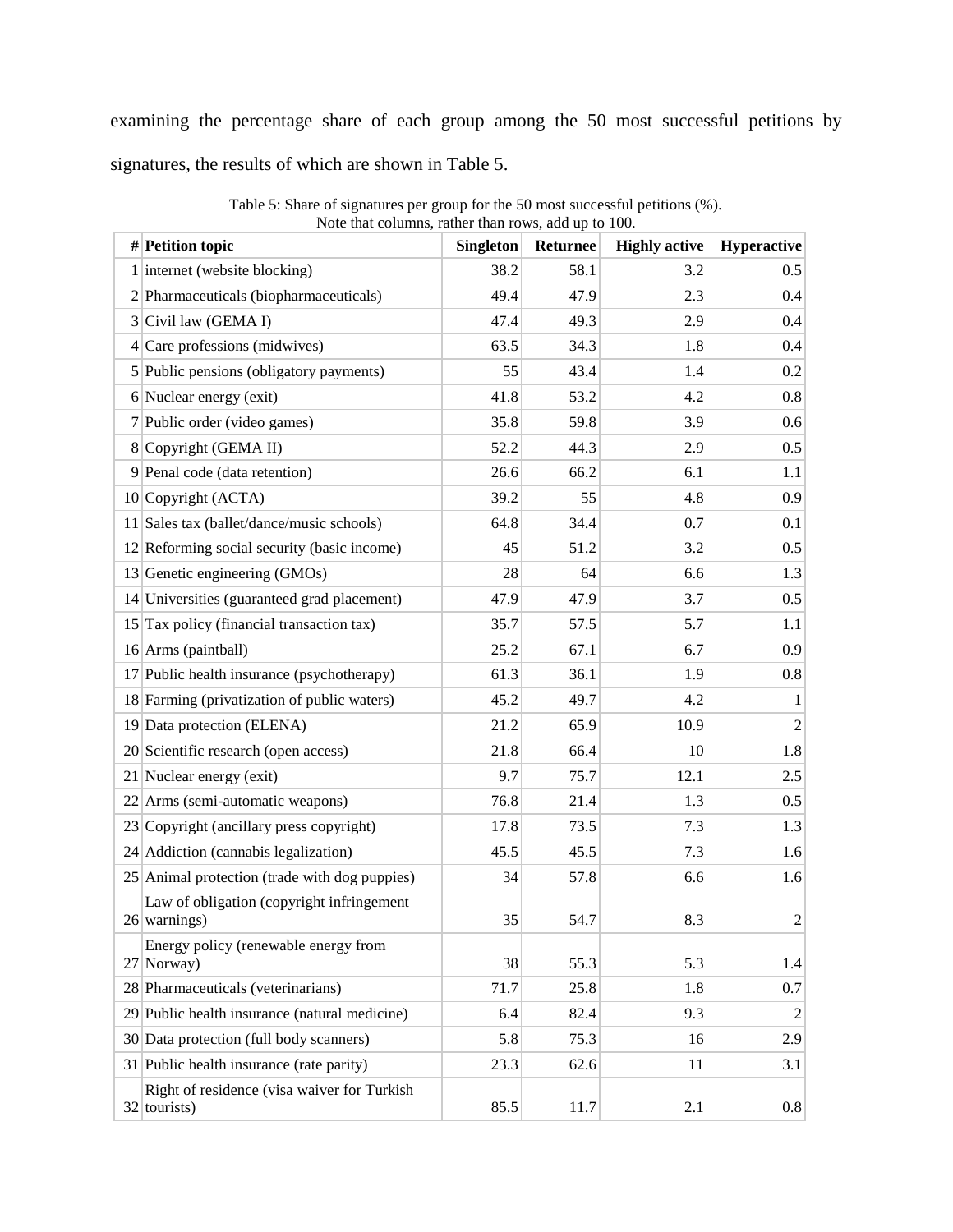examining the percentage share of each group among the 50 most successful petitions by signatures, the results of which are shown in Table 5.

Table 5: Share of signatures per group for the 50 most successful petitions (%). Note that columns, rather than rows, add up to 100.

| # | Petition topic | Singleton | Returnee | Highly active | Hyperactive |
|---|---|---|---|---|---|
| 1 | internet (website blocking) | 38.2 | 58.1 | 3.2 | 0.5 |
| 2 | Pharmaceuticals (biopharmaceuticals) | 49.4 | 47.9 | 2.3 | 0.4 |
| 3 | Civil law (GEMA I) | 47.4 | 49.3 | 2.9 | 0.4 |
| 4 | Care professions (midwives) | 63.5 | 34.3 | 1.8 | 0.4 |
| 5 | Public pensions (obligatory payments) | 55 | 43.4 | 1.4 | 0.2 |
| 6 | Nuclear energy (exit) | 41.8 | 53.2 | 4.2 | 0.8 |
| 7 | Public order (video games) | 35.8 | 59.8 | 3.9 | 0.6 |
| 8 | Copyright (GEMA II) | 52.2 | 44.3 | 2.9 | 0.5 |
| 9 | Penal code (data retention) | 26.6 | 66.2 | 6.1 | 1.1 |
| 10 | Copyright (ACTA) | 39.2 | 55 | 4.8 | 0.9 |
| 11 | Sales tax (ballet/dance/music schools) | 64.8 | 34.4 | 0.7 | 0.1 |
| 12 | Reforming social security (basic income) | 45 | 51.2 | 3.2 | 0.5 |
| 13 | Genetic engineering (GMOs) | 28 | 64 | 6.6 | 1.3 |
| 14 | Universities (guaranteed grad placement) | 47.9 | 47.9 | 3.7 | 0.5 |
| 15 | Tax policy (financial transaction tax) | 35.7 | 57.5 | 5.7 | 1.1 |
| 16 | Arms (paintball) | 25.2 | 67.1 | 6.7 | 0.9 |
| 17 | Public health insurance (psychotherapy) | 61.3 | 36.1 | 1.9 | 0.8 |
| 18 | Farming (privatization of public waters) | 45.2 | 49.7 | 4.2 | 1 |
| 19 | Data protection (ELENA) | 21.2 | 65.9 | 10.9 | 2 |
| 20 | Scientific research (open access) | 21.8 | 66.4 | 10 | 1.8 |
| 21 | Nuclear energy (exit) | 9.7 | 75.7 | 12.1 | 2.5 |
| 22 | Arms (semi-automatic weapons) | 76.8 | 21.4 | 1.3 | 0.5 |
| 23 | Copyright (ancillary press copyright) | 17.8 | 73.5 | 7.3 | 1.3 |
| 24 | Addiction (cannabis legalization) | 45.5 | 45.5 | 7.3 | 1.6 |
| 25 | Animal protection (trade with dog puppies) | 34 | 57.8 | 6.6 | 1.6 |
| 26 | Law of obligation (copyright infringement warnings) | 35 | 54.7 | 8.3 | 2 |
| 27 | Energy policy (renewable energy from Norway) | 38 | 55.3 | 5.3 | 1.4 |
| 28 | Pharmaceuticals (veterinarians) | 71.7 | 25.8 | 1.8 | 0.7 |
| 29 | Public health insurance (natural medicine) | 6.4 | 82.4 | 9.3 | 2 |
| 30 | Data protection (full body scanners) | 5.8 | 75.3 | 16 | 2.9 |
| 31 | Public health insurance (rate parity) | 23.3 | 62.6 | 11 | 3.1 |
| 32 | Right of residence (visa waiver for Turkish tourists) | 85.5 | 11.7 | 2.1 | 0.8 |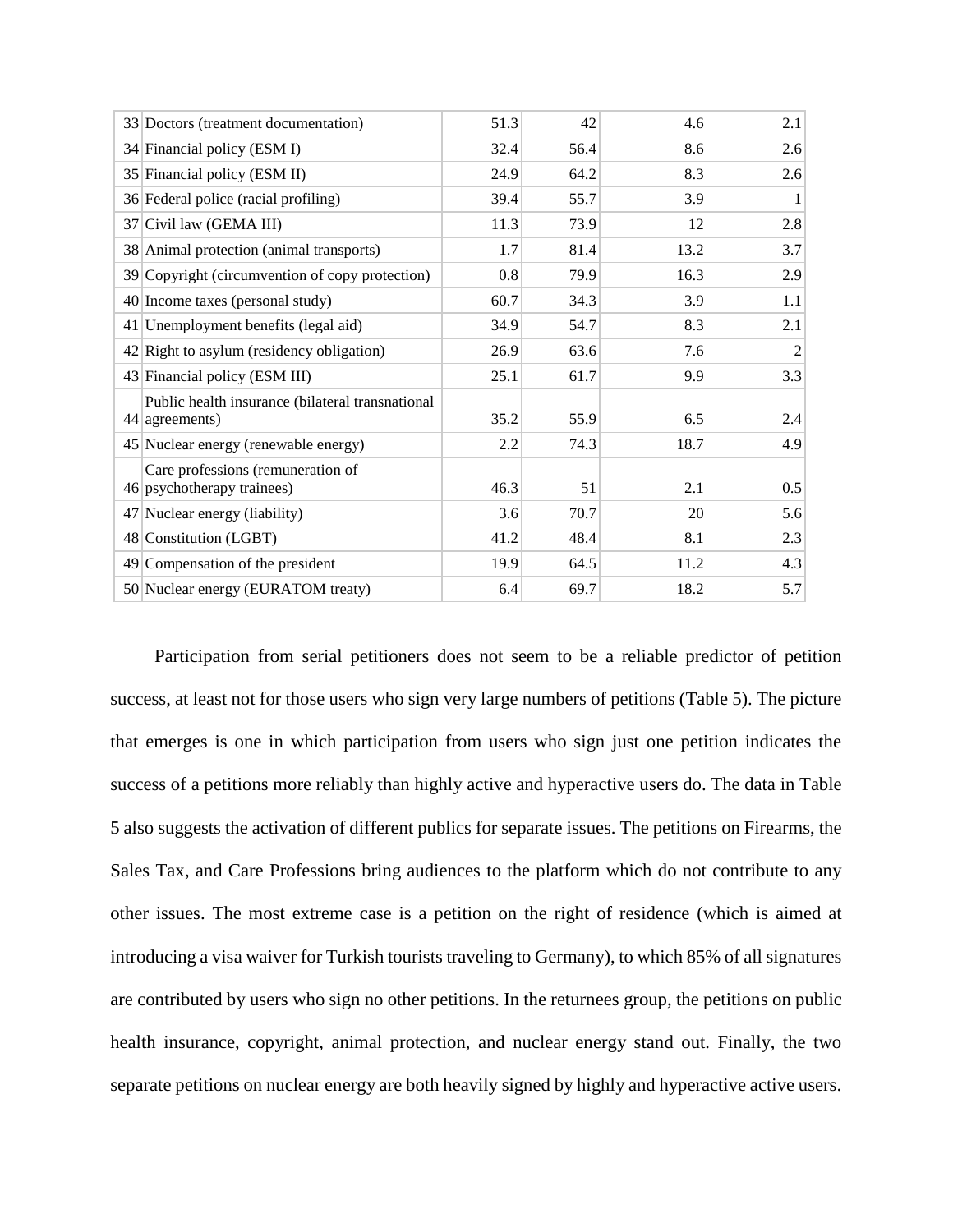| | | | | | |
|---|---|---|---|---|---|
| 33 | Doctors (treatment documentation) | 51.3 | 42 | 4.6 | 2.1 |
| 34 | Financial policy (ESM I) | 32.4 | 56.4 | 8.6 | 2.6 |
| 35 | Financial policy (ESM II) | 24.9 | 64.2 | 8.3 | 2.6 |
| 36 | Federal police (racial profiling) | 39.4 | 55.7 | 3.9 | 1 |
| 37 | Civil law (GEMA III) | 11.3 | 73.9 | 12 | 2.8 |
| 38 | Animal protection (animal transports) | 1.7 | 81.4 | 13.2 | 3.7 |
| 39 | Copyright (circumvention of copy protection) | 0.8 | 79.9 | 16.3 | 2.9 |
| 40 | Income taxes (personal study) | 60.7 | 34.3 | 3.9 | 1.1 |
| 41 | Unemployment benefits (legal aid) | 34.9 | 54.7 | 8.3 | 2.1 |
| 42 | Right to asylum (residency obligation) | 26.9 | 63.6 | 7.6 | 2 |
| 43 | Financial policy (ESM III) | 25.1 | 61.7 | 9.9 | 3.3 |
| 44 | Public health insurance (bilateral transnational agreements) | 35.2 | 55.9 | 6.5 | 2.4 |
| 45 | Nuclear energy (renewable energy) | 2.2 | 74.3 | 18.7 | 4.9 |
| 46 | Care professions (remuneration of psychotherapy trainees) | 46.3 | 51 | 2.1 | 0.5 |
| 47 | Nuclear energy (liability) | 3.6 | 70.7 | 20 | 5.6 |
| 48 | Constitution (LGBT) | 41.2 | 48.4 | 8.1 | 2.3 |
| 49 | Compensation of the president | 19.9 | 64.5 | 11.2 | 4.3 |
| 50 | Nuclear energy (EURATOM treaty) | 6.4 | 69.7 | 18.2 | 5.7 |

Participation from serial petitioners does not seem to be a reliable predictor of petition success, at least not for those users who sign very large numbers of petitions (Table 5). The picture that emerges is one in which participation from users who sign just one petition indicates the success of a petitions more reliably than highly active and hyperactive users do. The data in Table 5 also suggests the activation of different publics for separate issues. The petitions on Firearms, the Sales Tax, and Care Professions bring audiences to the platform which do not contribute to any other issues. The most extreme case is a petition on the right of residence (which is aimed at introducing a visa waiver for Turkish tourists traveling to Germany), to which 85% of all signatures are contributed by users who sign no other petitions. In the returnees group, the petitions on public health insurance, copyright, animal protection, and nuclear energy stand out. Finally, the two separate petitions on nuclear energy are both heavily signed by highly and hyperactive active users.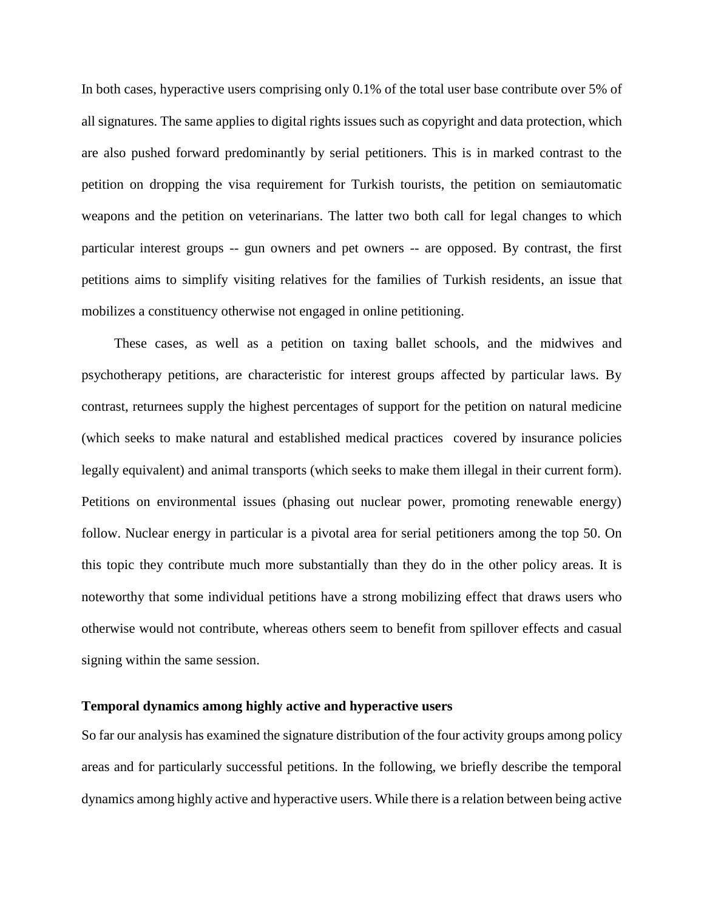In both cases, hyperactive users comprising only 0.1% of the total user base contribute over 5% of all signatures. The same applies to digital rights issues such as copyright and data protection, which are also pushed forward predominantly by serial petitioners. This is in marked contrast to the petition on dropping the visa requirement for Turkish tourists, the petition on semiautomatic weapons and the petition on veterinarians. The latter two both call for legal changes to which particular interest groups -- gun owners and pet owners -- are opposed. By contrast, the first petitions aims to simplify visiting relatives for the families of Turkish residents, an issue that mobilizes a constituency otherwise not engaged in online petitioning.

These cases, as well as a petition on taxing ballet schools, and the midwives and psychotherapy petitions, are characteristic for interest groups affected by particular laws. By contrast, returnees supply the highest percentages of support for the petition on natural medicine (which seeks to make natural and established medical practices covered by insurance policies legally equivalent) and animal transports (which seeks to make them illegal in their current form). Petitions on environmental issues (phasing out nuclear power, promoting renewable energy) follow. Nuclear energy in particular is a pivotal area for serial petitioners among the top 50. On this topic they contribute much more substantially than they do in the other policy areas. It is noteworthy that some individual petitions have a strong mobilizing effect that draws users who otherwise would not contribute, whereas others seem to benefit from spillover effects and casual signing within the same session.

### Temporal dynamics among highly active and hyperactive users

So far our analysis has examined the signature distribution of the four activity groups among policy areas and for particularly successful petitions. In the following, we briefly describe the temporal dynamics among highly active and hyperactive users. While there is a relation between being active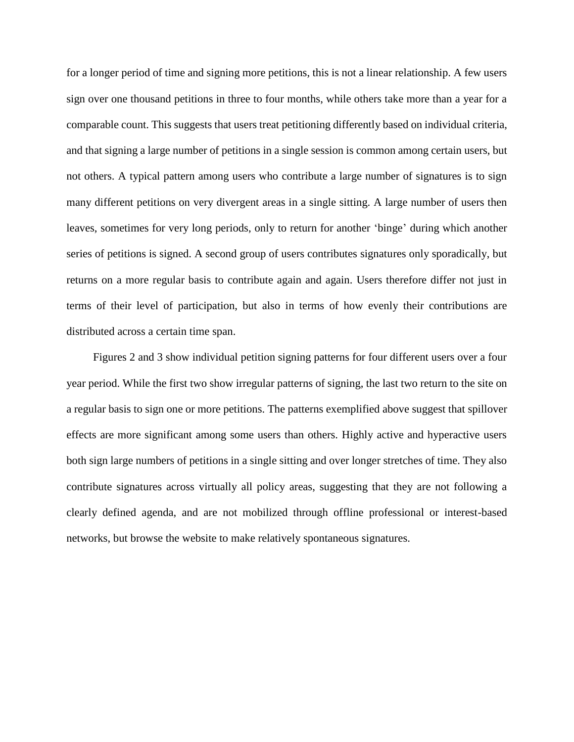for a longer period of time and signing more petitions, this is not a linear relationship. A few users sign over one thousand petitions in three to four months, while others take more than a year for a comparable count. This suggests that users treat petitioning differently based on individual criteria, and that signing a large number of petitions in a single session is common among certain users, but not others. A typical pattern among users who contribute a large number of signatures is to sign many different petitions on very divergent areas in a single sitting. A large number of users then leaves, sometimes for very long periods, only to return for another 'binge' during which another series of petitions is signed. A second group of users contributes signatures only sporadically, but returns on a more regular basis to contribute again and again. Users therefore differ not just in terms of their level of participation, but also in terms of how evenly their contributions are distributed across a certain time span.

Figures 2 and 3 show individual petition signing patterns for four different users over a four year period. While the first two show irregular patterns of signing, the last two return to the site on a regular basis to sign one or more petitions. The patterns exemplified above suggest that spillover effects are more significant among some users than others. Highly active and hyperactive users both sign large numbers of petitions in a single sitting and over longer stretches of time. They also contribute signatures across virtually all policy areas, suggesting that they are not following a clearly defined agenda, and are not mobilized through offline professional or interest-based networks, but browse the website to make relatively spontaneous signatures.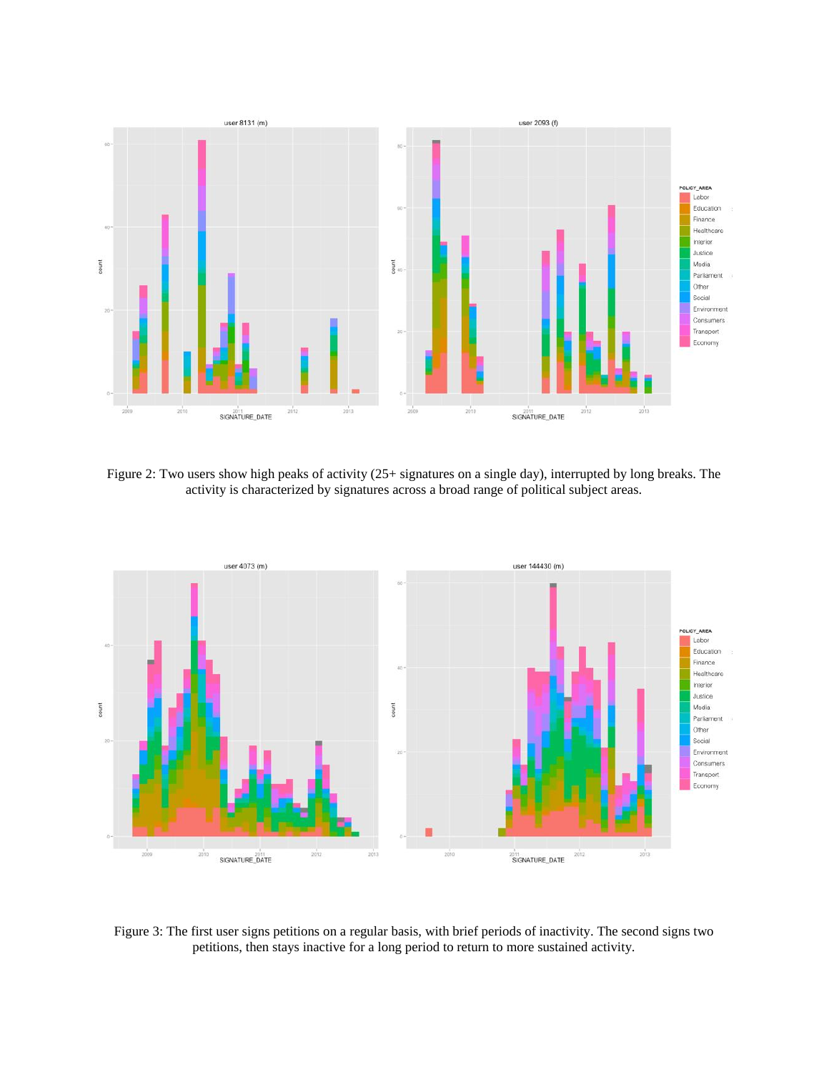Figure 2: Two users show high peaks of activity (25+ signatures on a single day), interrupted by long breaks. The activity is characterized by signatures across a broad range of political subject areas.

Figure 3: The first user signs petitions on a regular basis, with brief periods of inactivity. The second signs two petitions, then stays inactive for a long period to return to more sustained activity.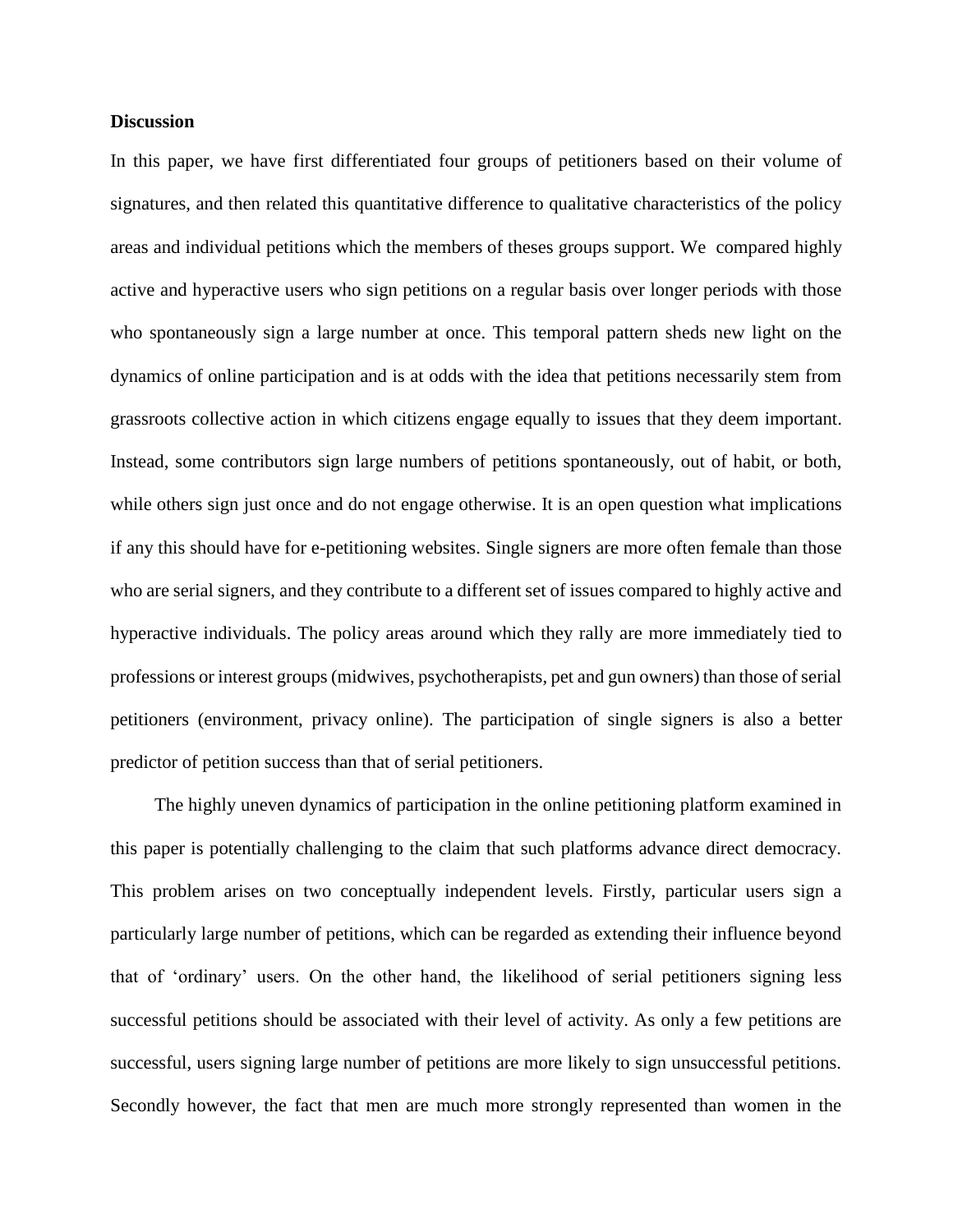**Discussion**

In this paper, we have first differentiated four groups of petitioners based on their volume of signatures, and then related this quantitative difference to qualitative characteristics of the policy areas and individual petitions which the members of theses groups support. We compared highly active and hyperactive users who sign petitions on a regular basis over longer periods with those who spontaneously sign a large number at once. This temporal pattern sheds new light on the dynamics of online participation and is at odds with the idea that petitions necessarily stem from grassroots collective action in which citizens engage equally to issues that they deem important. Instead, some contributors sign large numbers of petitions spontaneously, out of habit, or both, while others sign just once and do not engage otherwise. It is an open question what implications if any this should have for e-petitioning websites. Single signers are more often female than those who are serial signers, and they contribute to a different set of issues compared to highly active and hyperactive individuals. The policy areas around which they rally are more immediately tied to professions or interest groups (midwives, psychotherapists, pet and gun owners) than those of serial petitioners (environment, privacy online). The participation of single signers is also a better predictor of petition success than that of serial petitioners.

The highly uneven dynamics of participation in the online petitioning platform examined in this paper is potentially challenging to the claim that such platforms advance direct democracy. This problem arises on two conceptually independent levels. Firstly, particular users sign a particularly large number of petitions, which can be regarded as extending their influence beyond that of 'ordinary' users. On the other hand, the likelihood of serial petitioners signing less successful petitions should be associated with their level of activity. As only a few petitions are successful, users signing large number of petitions are more likely to sign unsuccessful petitions. Secondly however, the fact that men are much more strongly represented than women in the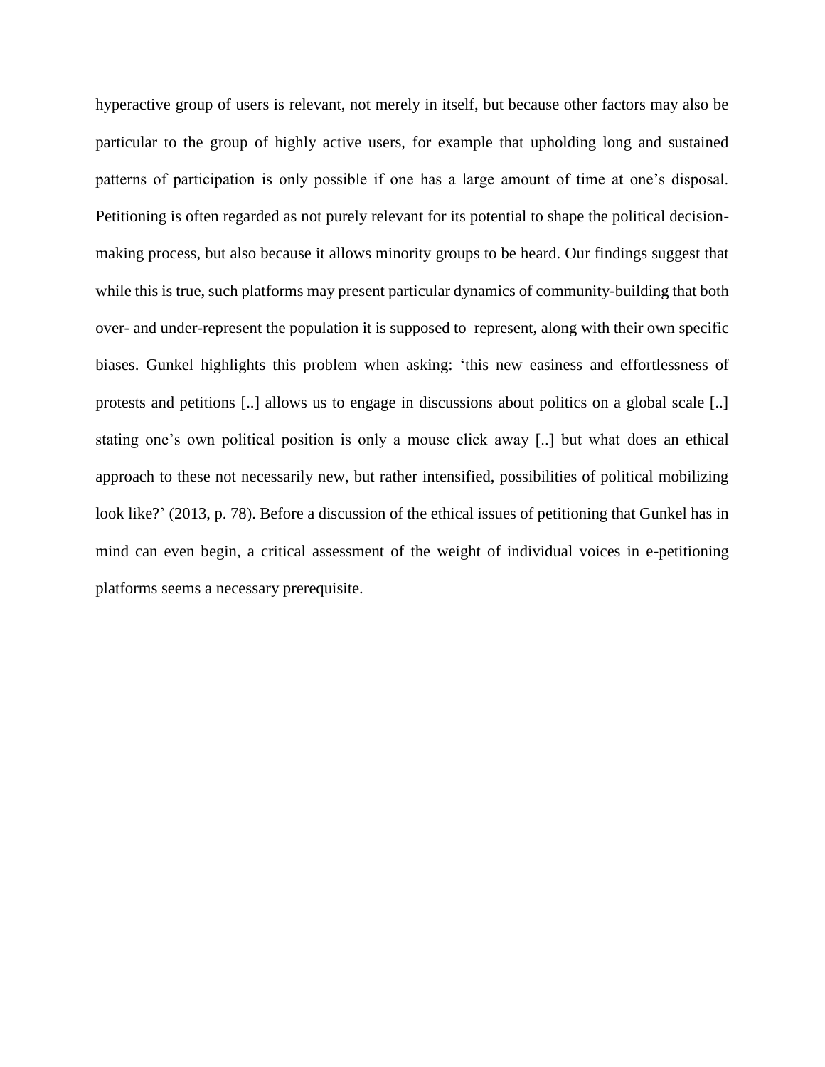hyperactive group of users is relevant, not merely in itself, but because other factors may also be particular to the group of highly active users, for example that upholding long and sustained patterns of participation is only possible if one has a large amount of time at one's disposal. Petitioning is often regarded as not purely relevant for its potential to shape the political decision-making process, but also because it allows minority groups to be heard. Our findings suggest that while this is true, such platforms may present particular dynamics of community-building that both over- and under-represent the population it is supposed to represent, along with their own specific biases. Gunkel highlights this problem when asking: 'this new easiness and effortlessness of protests and petitions [..] allows us to engage in discussions about politics on a global scale [..] stating one's own political position is only a mouse click away [..] but what does an ethical approach to these not necessarily new, but rather intensified, possibilities of political mobilizing look like?' (2013, p. 78). Before a discussion of the ethical issues of petitioning that Gunkel has in mind can even begin, a critical assessment of the weight of individual voices in e-petitioning platforms seems a necessary prerequisite.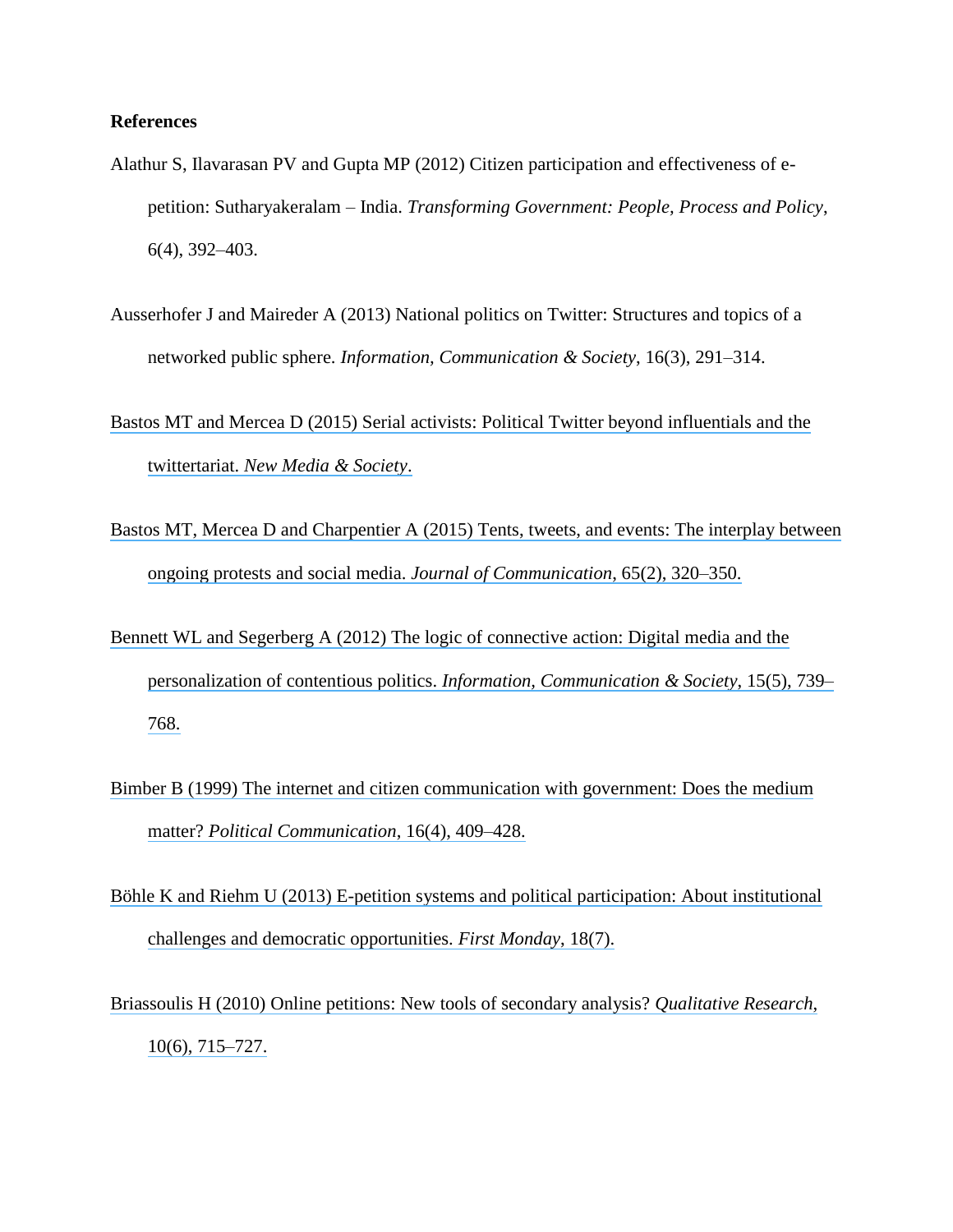**References**

Alathur S, Ilavarasan PV and Gupta MP (2012) Citizen participation and effectiveness of e-petition: Sutharyakeralam – India. *Transforming Government: People, Process and Policy*, 6(4), 392–403.

Ausserhofer J and Maireder A (2013) National politics on Twitter: Structures and topics of a networked public sphere. *Information, Communication & Society*, 16(3), 291–314.

Bastos MT and Mercea D (2015) Serial activists: Political Twitter beyond influentials and the twittertariat. *New Media & Society*.

Bastos MT, Mercea D and Charpentier A (2015) Tents, tweets, and events: The interplay between ongoing protests and social media. *Journal of Communication*, 65(2), 320–350.

Bennett WL and Segerberg A (2012) The logic of connective action: Digital media and the personalization of contentious politics. *Information, Communication & Society*, 15(5), 739–768.

Bimber B (1999) The internet and citizen communication with government: Does the medium matter? *Political Communication*, 16(4), 409–428.

Böhle K and Riehm U (2013) E-petition systems and political participation: About institutional challenges and democratic opportunities. *First Monday*, 18(7).

Briassoulis H (2010) Online petitions: New tools of secondary analysis? *Qualitative Research*, 10(6), 715–727.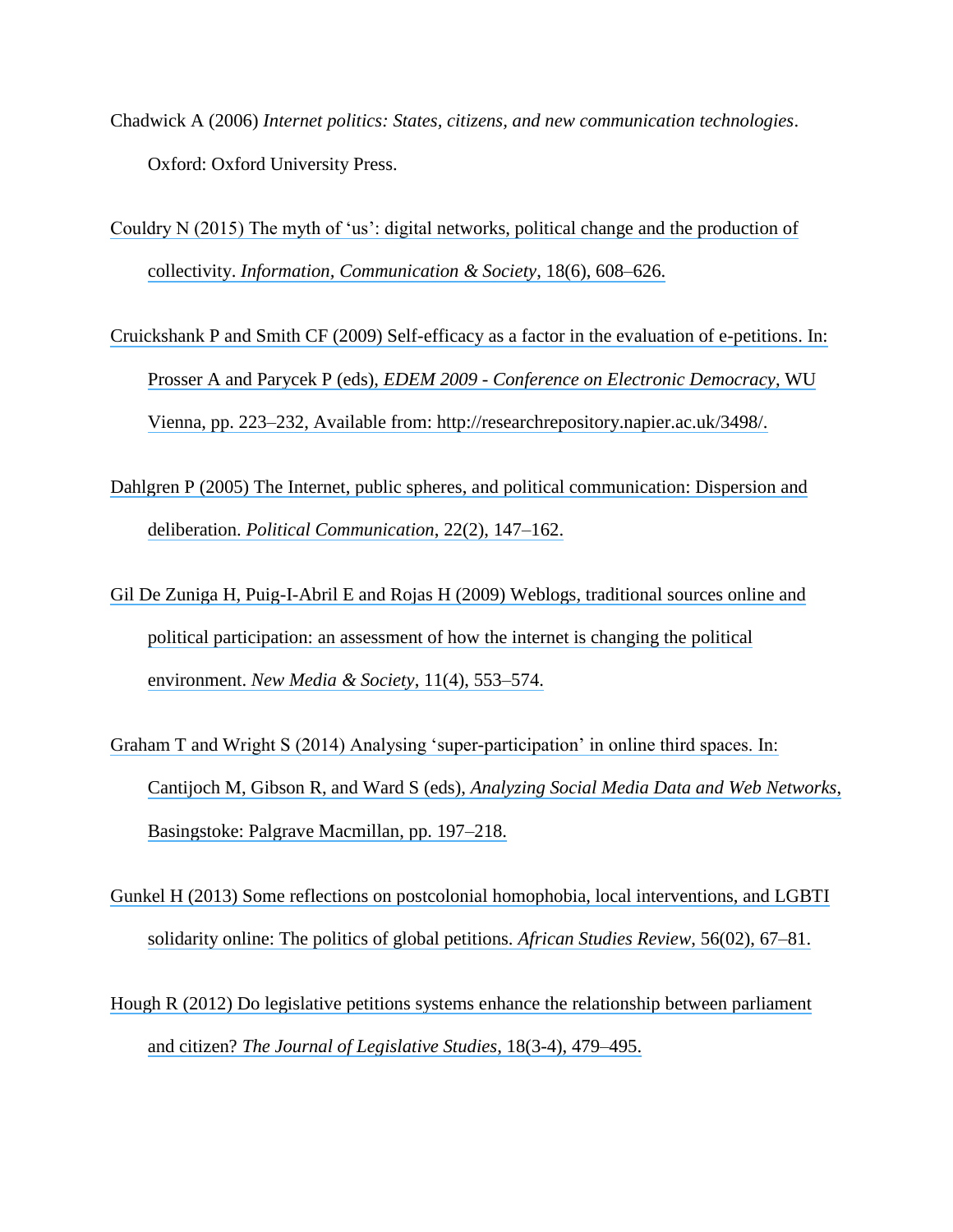Chadwick A (2006) *Internet politics: States, citizens, and new communication technologies*. Oxford: Oxford University Press.

Couldry N (2015) The myth of 'us': digital networks, political change and the production of collectivity. *Information, Communication & Society*, 18(6), 608–626.

Cruickshank P and Smith CF (2009) Self-efficacy as a factor in the evaluation of e-petitions. In: Prosser A and Parycek P (eds), *EDEM 2009 - Conference on Electronic Democracy*, WU Vienna, pp. 223–232, Available from: http://researchrepository.napier.ac.uk/3498/.

Dahlgren P (2005) The Internet, public spheres, and political communication: Dispersion and deliberation. *Political Communication*, 22(2), 147–162.

Gil De Zuniga H, Puig-I-Abril E and Rojas H (2009) Weblogs, traditional sources online and political participation: an assessment of how the internet is changing the political environment. *New Media & Society*, 11(4), 553–574.

Graham T and Wright S (2014) Analysing 'super-participation' in online third spaces. In: Cantijoch M, Gibson R, and Ward S (eds), *Analyzing Social Media Data and Web Networks*, Basingstoke: Palgrave Macmillan, pp. 197–218.

Gunkel H (2013) Some reflections on postcolonial homophobia, local interventions, and LGBTI solidarity online: The politics of global petitions. *African Studies Review*, 56(02), 67–81.

Hough R (2012) Do legislative petitions systems enhance the relationship between parliament and citizen? *The Journal of Legislative Studies*, 18(3-4), 479–495.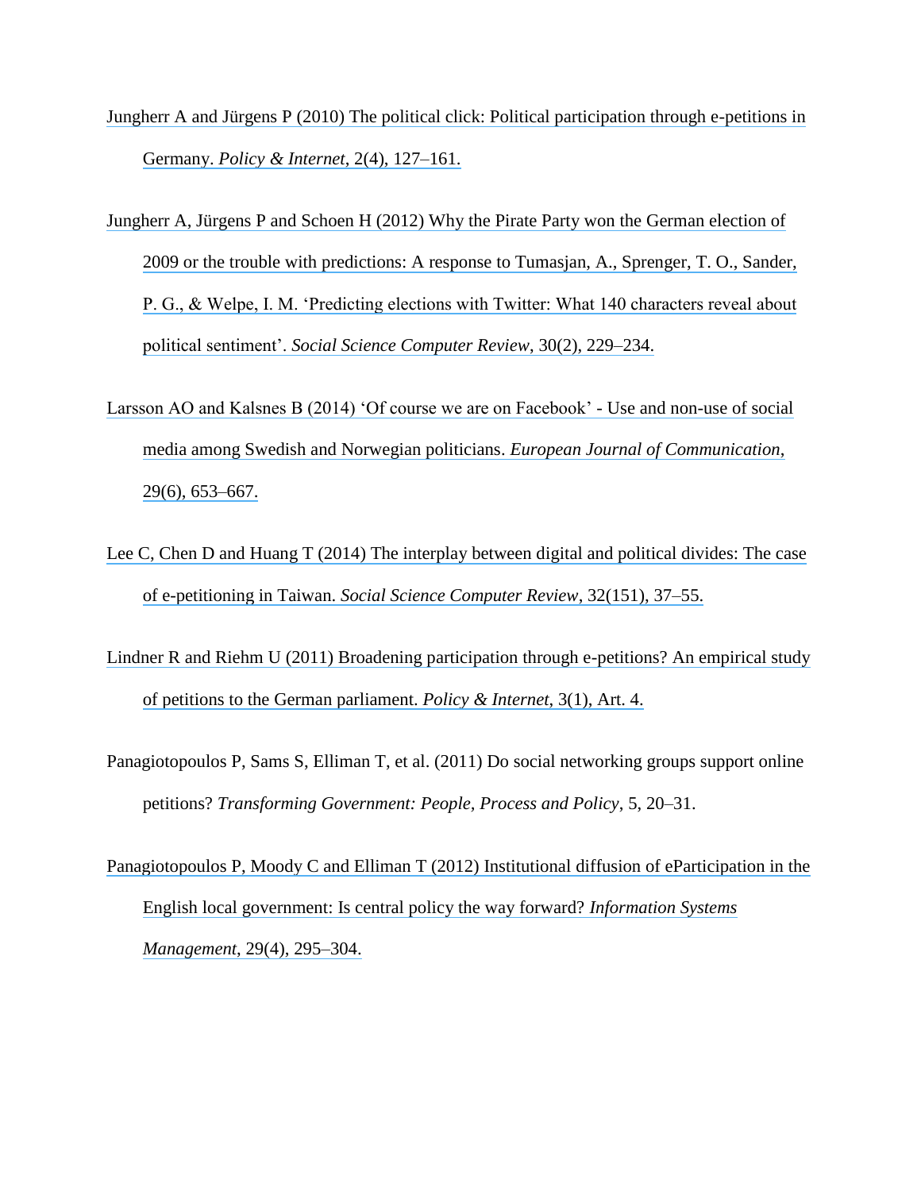Jungherr A and Jürgens P (2010) The political click: Political participation through e-petitions in Germany. *Policy & Internet*, 2(4), 127–161.

Jungherr A, Jürgens P and Schoen H (2012) Why the Pirate Party won the German election of 2009 or the trouble with predictions: A response to Tumasjan, A., Sprenger, T. O., Sander, P. G., & Welpe, I. M. 'Predicting elections with Twitter: What 140 characters reveal about political sentiment'. *Social Science Computer Review*, 30(2), 229–234.

Larsson AO and Kalsnes B (2014) 'Of course we are on Facebook' - Use and non-use of social media among Swedish and Norwegian politicians. *European Journal of Communication*, 29(6), 653–667.

Lee C, Chen D and Huang T (2014) The interplay between digital and political divides: The case of e-petitioning in Taiwan. *Social Science Computer Review*, 32(151), 37–55.

Lindner R and Riehm U (2011) Broadening participation through e-petitions? An empirical study of petitions to the German parliament. *Policy & Internet*, 3(1), Art. 4.

Panagiotopoulos P, Sams S, Elliman T, et al. (2011) Do social networking groups support online petitions? *Transforming Government: People, Process and Policy*, 5, 20–31.

Panagiotopoulos P, Moody C and Elliman T (2012) Institutional diffusion of eParticipation in the English local government: Is central policy the way forward? *Information Systems Management*, 29(4), 295–304.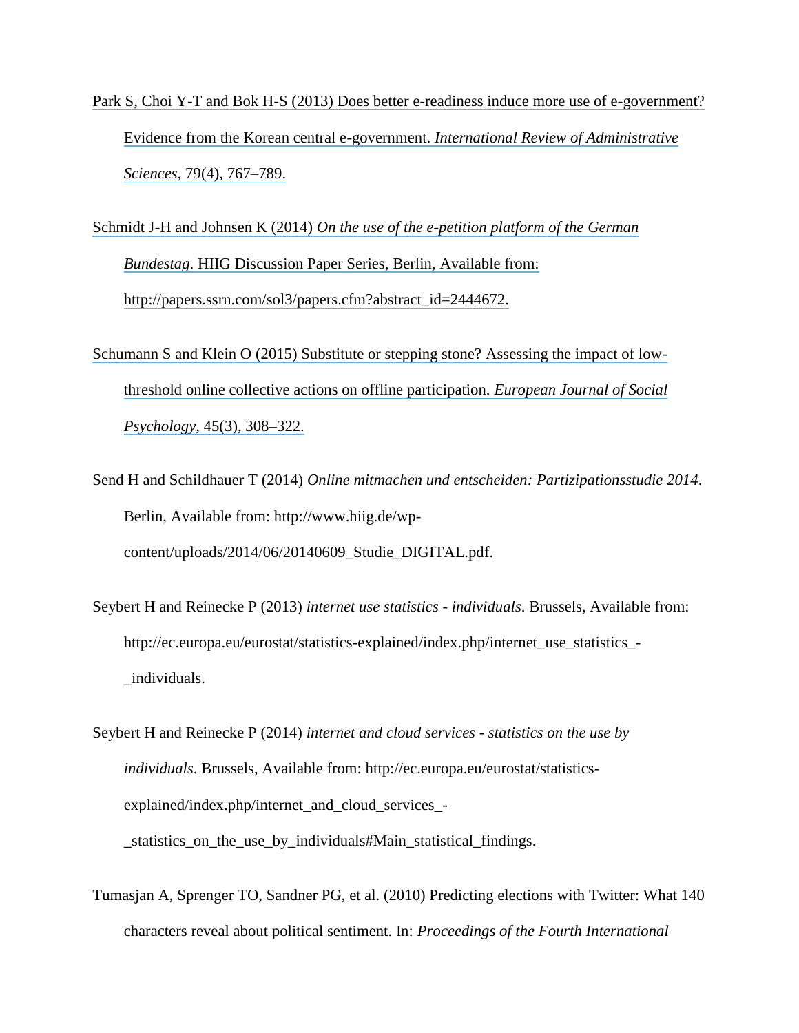Park S, Choi Y-T and Bok H-S (2013) Does better e-readiness induce more use of e-government? Evidence from the Korean central e-government. *International Review of Administrative Sciences*, 79(4), 767–789.

Schmidt J-H and Johnsen K (2014) *On the use of the e-petition platform of the German Bundestag*. HIIG Discussion Paper Series, Berlin, Available from: http://papers.ssrn.com/sol3/papers.cfm?abstract_id=2444672.

Schumann S and Klein O (2015) Substitute or stepping stone? Assessing the impact of low-threshold online collective actions on offline participation. *European Journal of Social Psychology*, 45(3), 308–322.

Send H and Schildhauer T (2014) *Online mitmachen und entscheiden: Partizipationsstudie 2014*. Berlin, Available from: http://www.hiig.de/wp-content/uploads/2014/06/20140609_Studie_DIGITAL.pdf.

Seybert H and Reinecke P (2013) *internet use statistics - individuals*. Brussels, Available from: http://ec.europa.eu/eurostat/statistics-explained/index.php/internet_use_statistics_-_individuals.

Seybert H and Reinecke P (2014) *internet and cloud services - statistics on the use by individuals*. Brussels, Available from: http://ec.europa.eu/eurostat/statistics-explained/index.php/internet_and_cloud_services_-_statistics_on_the_use_by_individuals#Main_statistical_findings.

Tumasjan A, Sprenger TO, Sandner PG, et al. (2010) Predicting elections with Twitter: What 140 characters reveal about political sentiment. In: *Proceedings of the Fourth International*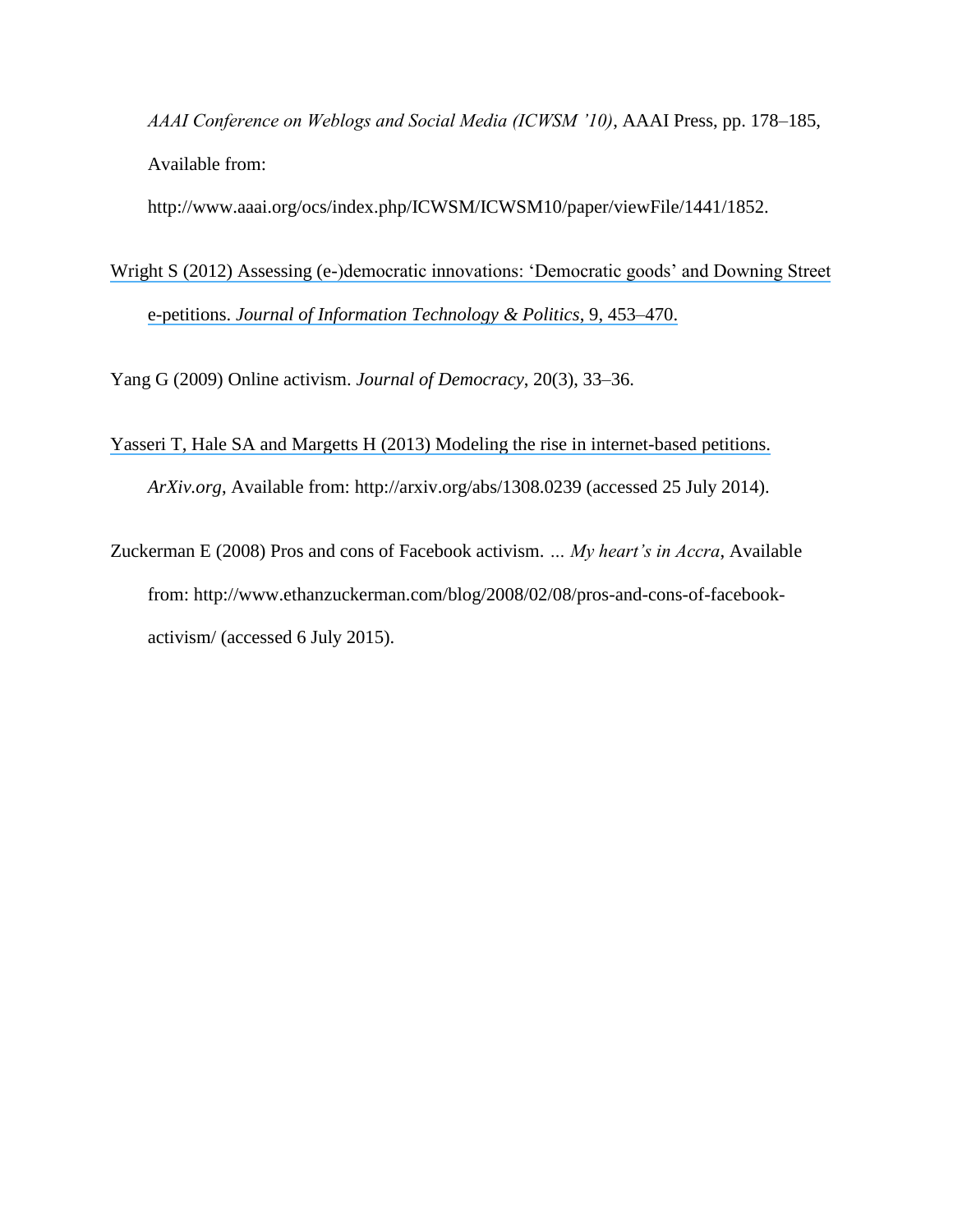*AAAI Conference on Weblogs and Social Media (ICWSM '10)*, AAAI Press, pp. 178–185, Available from: http://www.aaai.org/ocs/index.php/ICWSM/ICWSM10/paper/viewFile/1441/1852.

Wright S (2012) Assessing (e-)democratic innovations: 'Democratic goods' and Downing Street e-petitions. *Journal of Information Technology & Politics*, 9, 453–470.

Yang G (2009) Online activism. *Journal of Democracy*, 20(3), 33–36.

Yasseri T, Hale SA and Margetts H (2013) Modeling the rise in internet-based petitions. *ArXiv.org*, Available from: http://arxiv.org/abs/1308.0239 (accessed 25 July 2014).

Zuckerman E (2008) Pros and cons of Facebook activism. *... My heart's in Accra*, Available from: http://www.ethanzuckerman.com/blog/2008/02/08/pros-and-cons-of-facebook-activism/ (accessed 6 July 2015).